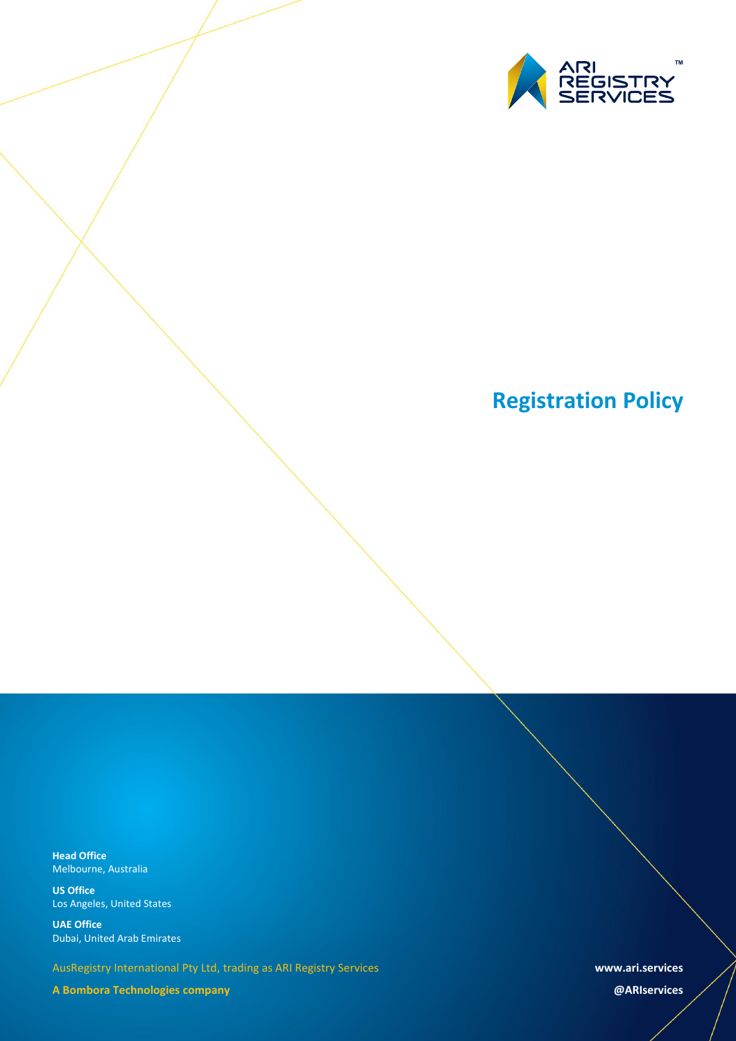ARI REGISTRY SERVICES™

# Registration Policy

**Head Office**
Melbourne, Australia

**US Office**
Los Angeles, United States

**UAE Office**
Dubai, United Arab Emirates

AusRegistry International Pty Ltd, trading as ARI Registry Services

**A Bombora Technologies company**

**www.ari.services**

**@ARIservices**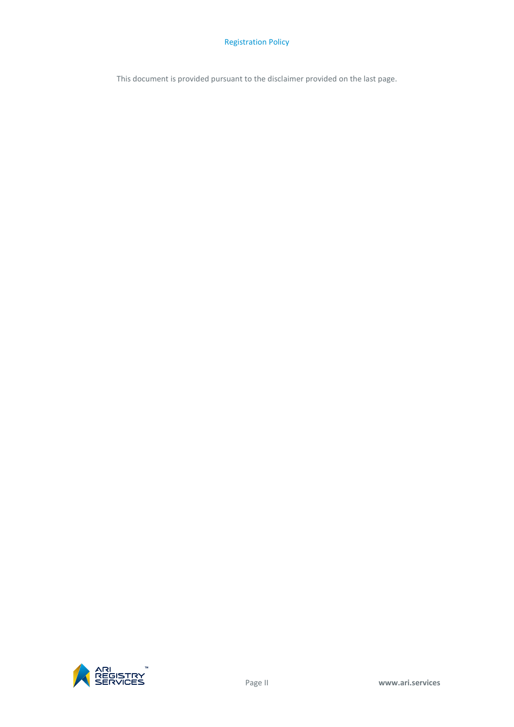This document is provided pursuant to the disclaimer provided on the last page.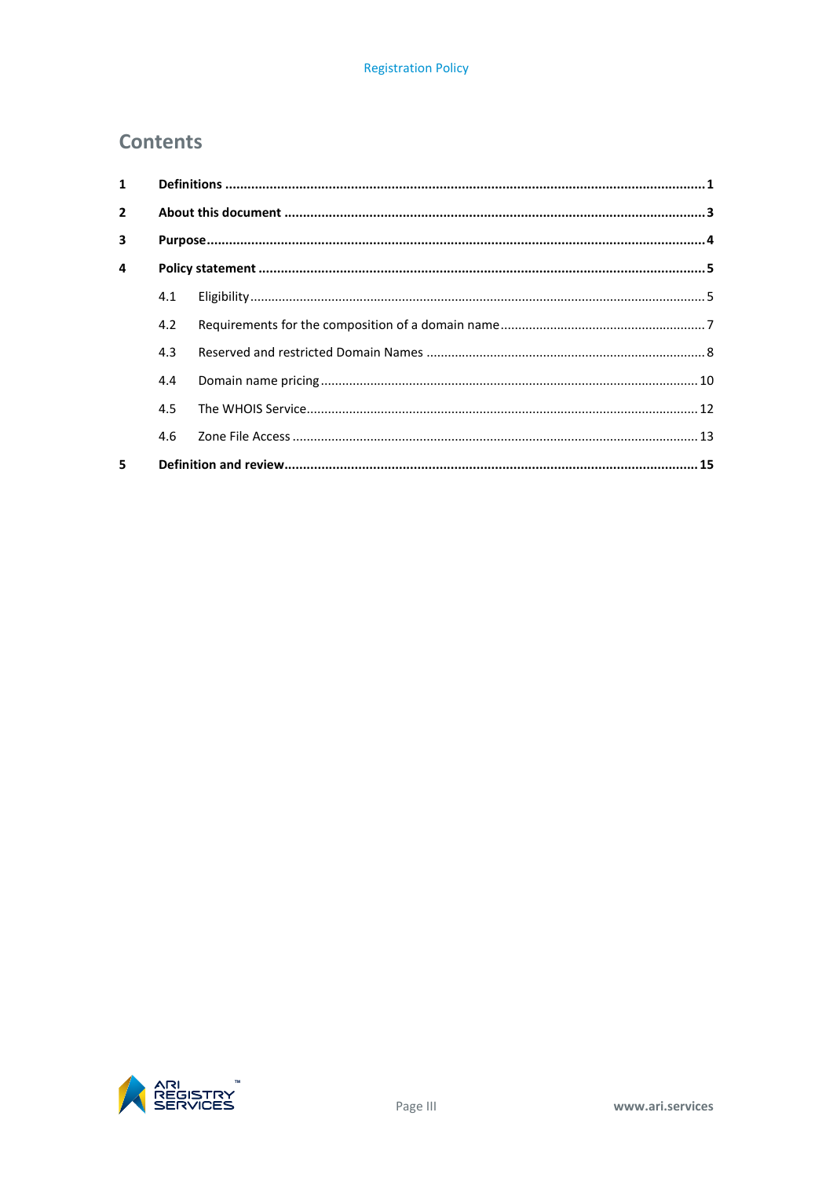# Contents

| | | |
|---|---|---|
| **1** | **Definitions** | **1** |
| **2** | **About this document** | **3** |
| **3** | **Purpose** | **4** |
| **4** | **Policy statement** | **5** |
| 4.1 | Eligibility | 5 |
| 4.2 | Requirements for the composition of a domain name | 7 |
| 4.3 | Reserved and restricted Domain Names | 8 |
| 4.4 | Domain name pricing | 10 |
| 4.5 | The WHOIS Service | 12 |
| 4.6 | Zone File Access | 13 |
| **5** | **Definition and review** | **15** |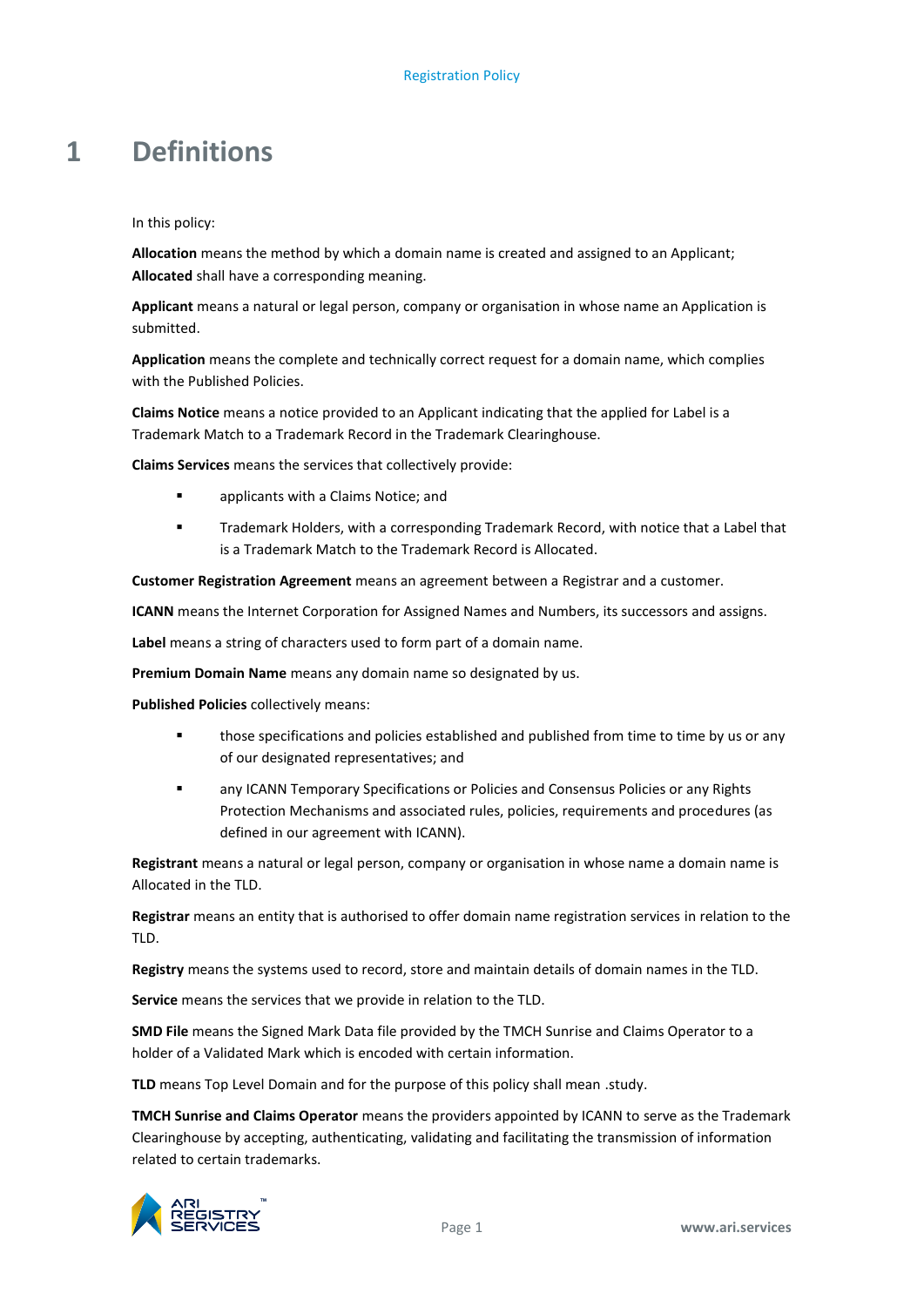# 1 Definitions

In this policy:

**Allocation** means the method by which a domain name is created and assigned to an Applicant; **Allocated** shall have a corresponding meaning.

**Applicant** means a natural or legal person, company or organisation in whose name an Application is submitted.

**Application** means the complete and technically correct request for a domain name, which complies with the Published Policies.

**Claims Notice** means a notice provided to an Applicant indicating that the applied for Label is a Trademark Match to a Trademark Record in the Trademark Clearinghouse.

**Claims Services** means the services that collectively provide:

- applicants with a Claims Notice; and
- Trademark Holders, with a corresponding Trademark Record, with notice that a Label that is a Trademark Match to the Trademark Record is Allocated.

**Customer Registration Agreement** means an agreement between a Registrar and a customer.

**ICANN** means the Internet Corporation for Assigned Names and Numbers, its successors and assigns.

**Label** means a string of characters used to form part of a domain name.

**Premium Domain Name** means any domain name so designated by us.

**Published Policies** collectively means:

- those specifications and policies established and published from time to time by us or any of our designated representatives; and
- any ICANN Temporary Specifications or Policies and Consensus Policies or any Rights Protection Mechanisms and associated rules, policies, requirements and procedures (as defined in our agreement with ICANN).

**Registrant** means a natural or legal person, company or organisation in whose name a domain name is Allocated in the TLD.

**Registrar** means an entity that is authorised to offer domain name registration services in relation to the TLD.

**Registry** means the systems used to record, store and maintain details of domain names in the TLD.

**Service** means the services that we provide in relation to the TLD.

**SMD File** means the Signed Mark Data file provided by the TMCH Sunrise and Claims Operator to a holder of a Validated Mark which is encoded with certain information.

**TLD** means Top Level Domain and for the purpose of this policy shall mean .study.

**TMCH Sunrise and Claims Operator** means the providers appointed by ICANN to serve as the Trademark Clearinghouse by accepting, authenticating, validating and facilitating the transmission of information related to certain trademarks.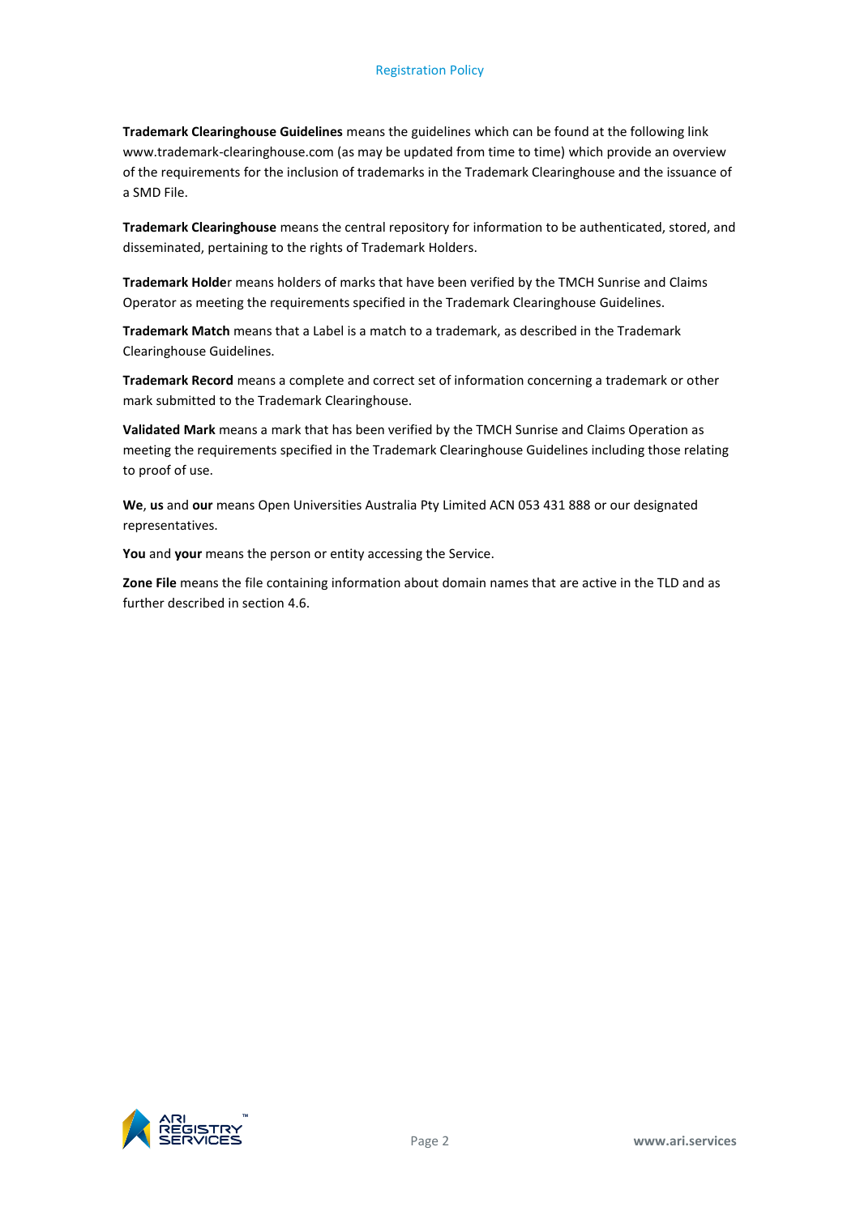**Trademark Clearinghouse Guidelines** means the guidelines which can be found at the following link www.trademark-clearinghouse.com (as may be updated from time to time) which provide an overview of the requirements for the inclusion of trademarks in the Trademark Clearinghouse and the issuance of a SMD File.

**Trademark Clearinghouse** means the central repository for information to be authenticated, stored, and disseminated, pertaining to the rights of Trademark Holders.

**Trademark Holde**r means holders of marks that have been verified by the TMCH Sunrise and Claims Operator as meeting the requirements specified in the Trademark Clearinghouse Guidelines.

**Trademark Match** means that a Label is a match to a trademark, as described in the Trademark Clearinghouse Guidelines.

**Trademark Record** means a complete and correct set of information concerning a trademark or other mark submitted to the Trademark Clearinghouse.

**Validated Mark** means a mark that has been verified by the TMCH Sunrise and Claims Operation as meeting the requirements specified in the Trademark Clearinghouse Guidelines including those relating to proof of use.

**We**, **us** and **our** means Open Universities Australia Pty Limited ACN 053 431 888 or our designated representatives.

**You** and **your** means the person or entity accessing the Service.

**Zone File** means the file containing information about domain names that are active in the TLD and as further described in section 4.6.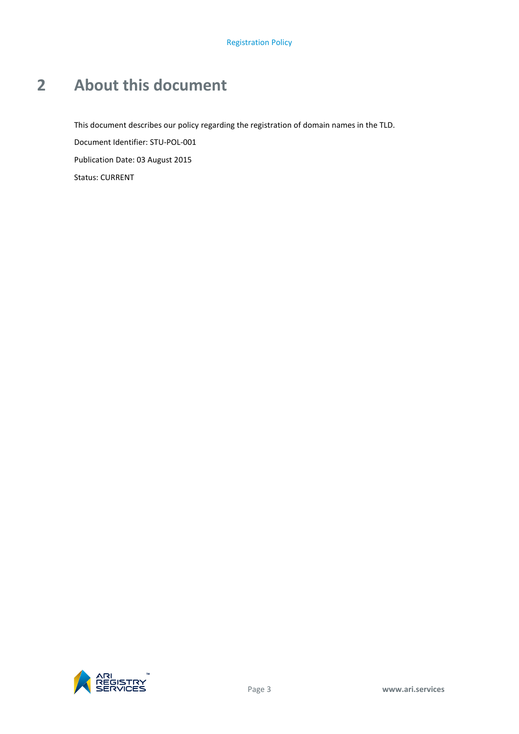# 2 About this document

This document describes our policy regarding the registration of domain names in the TLD.

Document Identifier: STU-POL-001

Publication Date: 03 August 2015

Status: CURRENT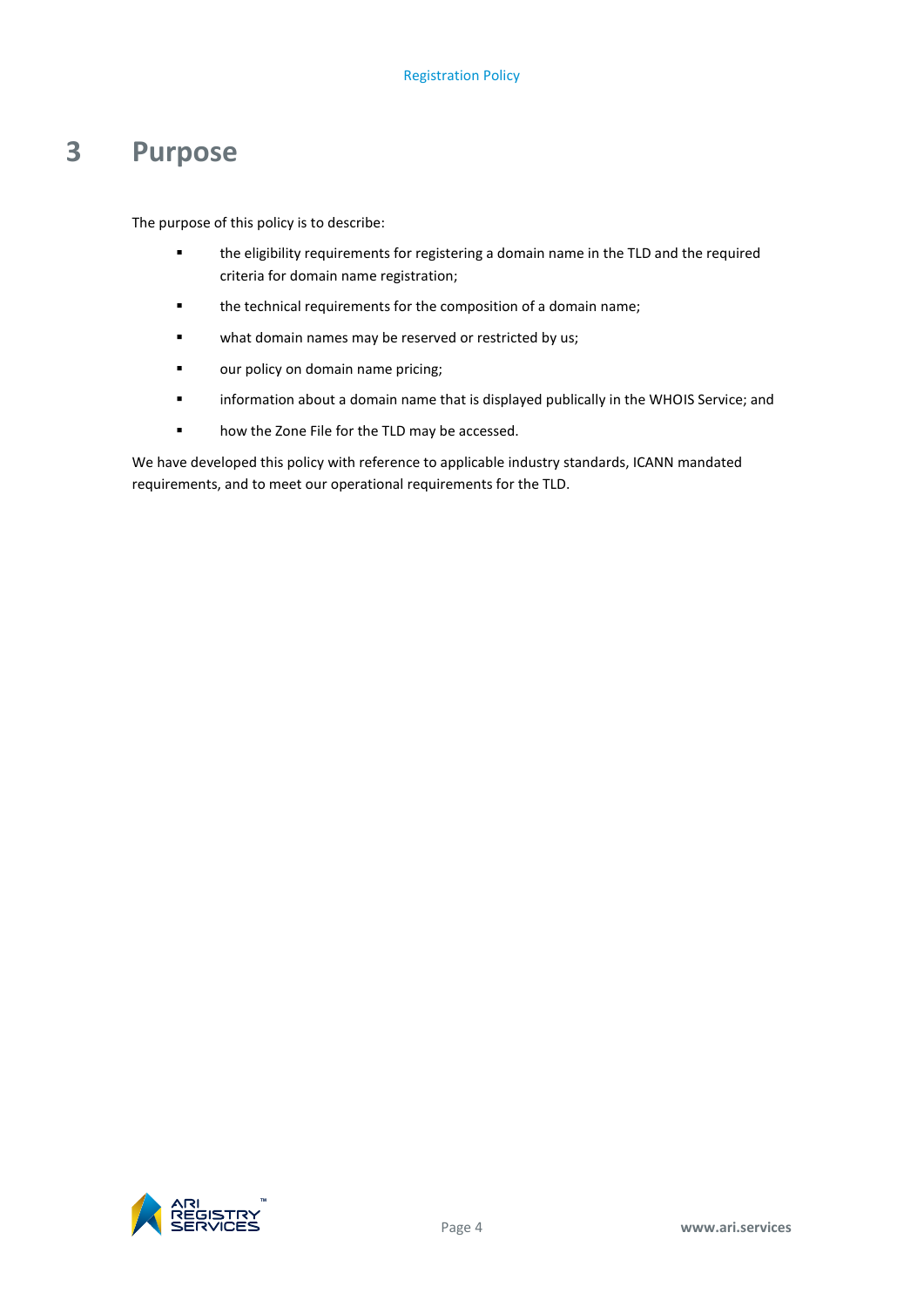# 3 Purpose

The purpose of this policy is to describe:

- the eligibility requirements for registering a domain name in the TLD and the required criteria for domain name registration;
- the technical requirements for the composition of a domain name;
- what domain names may be reserved or restricted by us;
- our policy on domain name pricing;
- information about a domain name that is displayed publically in the WHOIS Service; and
- how the Zone File for the TLD may be accessed.

We have developed this policy with reference to applicable industry standards, ICANN mandated requirements, and to meet our operational requirements for the TLD.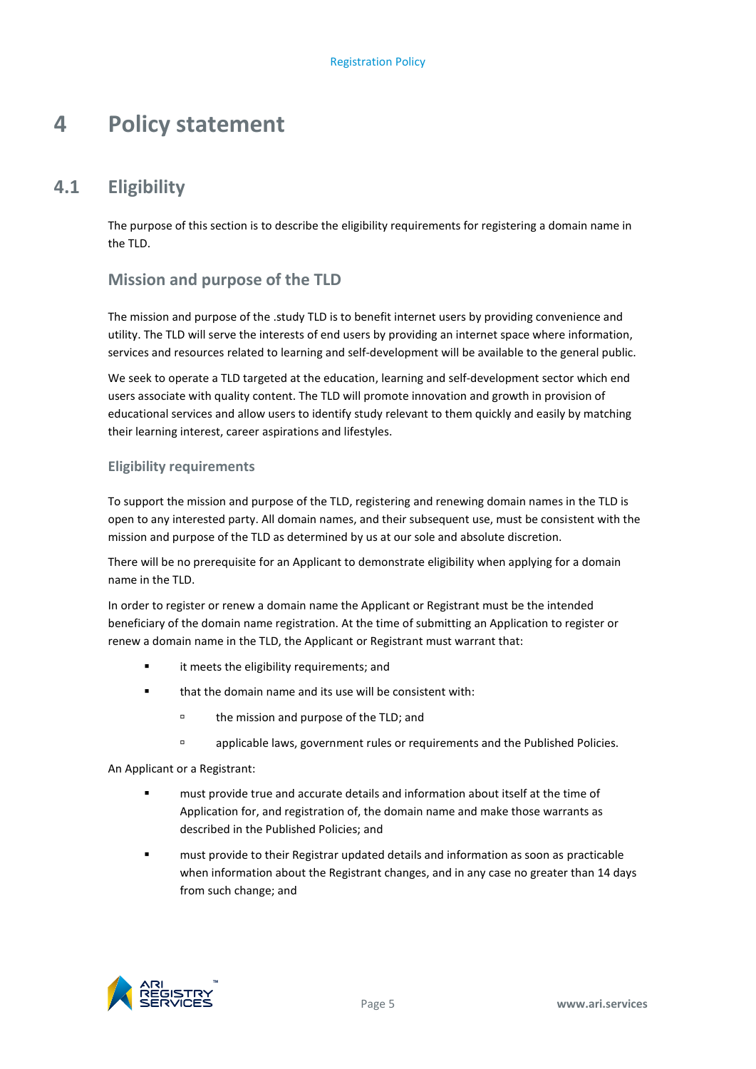# 4 Policy statement

## 4.1 Eligibility

The purpose of this section is to describe the eligibility requirements for registering a domain name in the TLD.

### Mission and purpose of the TLD

The mission and purpose of the .study TLD is to benefit internet users by providing convenience and utility. The TLD will serve the interests of end users by providing an internet space where information, services and resources related to learning and self-development will be available to the general public.

We seek to operate a TLD targeted at the education, learning and self-development sector which end users associate with quality content. The TLD will promote innovation and growth in provision of educational services and allow users to identify study relevant to them quickly and easily by matching their learning interest, career aspirations and lifestyles.

#### Eligibility requirements

To support the mission and purpose of the TLD, registering and renewing domain names in the TLD is open to any interested party. All domain names, and their subsequent use, must be consistent with the mission and purpose of the TLD as determined by us at our sole and absolute discretion.

There will be no prerequisite for an Applicant to demonstrate eligibility when applying for a domain name in the TLD.

In order to register or renew a domain name the Applicant or Registrant must be the intended beneficiary of the domain name registration. At the time of submitting an Application to register or renew a domain name in the TLD, the Applicant or Registrant must warrant that:

- it meets the eligibility requirements; and
- that the domain name and its use will be consistent with:
  - the mission and purpose of the TLD; and
  - applicable laws, government rules or requirements and the Published Policies.

An Applicant or a Registrant:

- must provide true and accurate details and information about itself at the time of Application for, and registration of, the domain name and make those warrants as described in the Published Policies; and
- must provide to their Registrar updated details and information as soon as practicable when information about the Registrant changes, and in any case no greater than 14 days from such change; and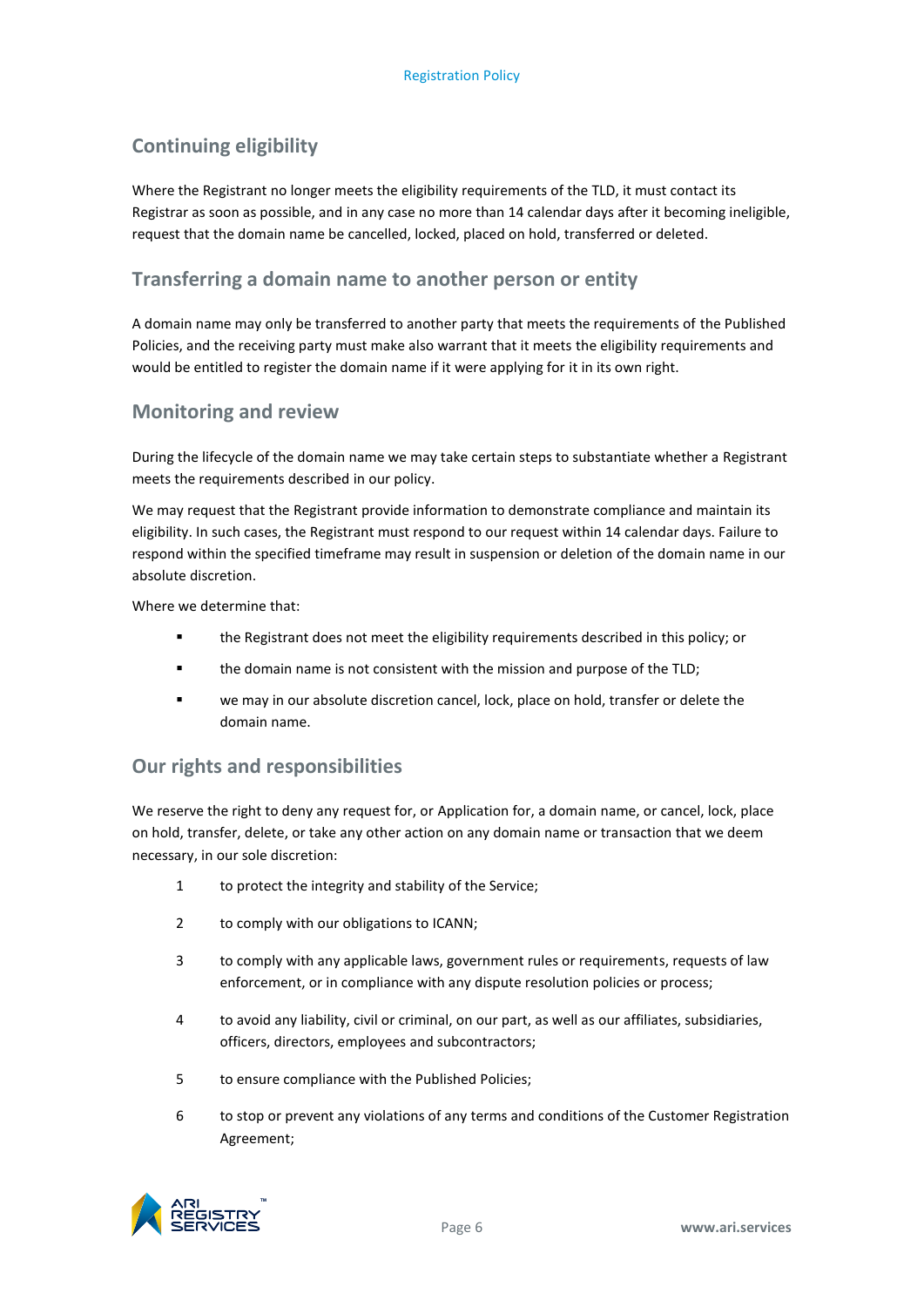## Continuing eligibility

Where the Registrant no longer meets the eligibility requirements of the TLD, it must contact its Registrar as soon as possible, and in any case no more than 14 calendar days after it becoming ineligible, request that the domain name be cancelled, locked, placed on hold, transferred or deleted.

## Transferring a domain name to another person or entity

A domain name may only be transferred to another party that meets the requirements of the Published Policies, and the receiving party must make also warrant that it meets the eligibility requirements and would be entitled to register the domain name if it were applying for it in its own right.

## Monitoring and review

During the lifecycle of the domain name we may take certain steps to substantiate whether a Registrant meets the requirements described in our policy.

We may request that the Registrant provide information to demonstrate compliance and maintain its eligibility. In such cases, the Registrant must respond to our request within 14 calendar days. Failure to respond within the specified timeframe may result in suspension or deletion of the domain name in our absolute discretion.

Where we determine that:

- the Registrant does not meet the eligibility requirements described in this policy; or
- the domain name is not consistent with the mission and purpose of the TLD;
- we may in our absolute discretion cancel, lock, place on hold, transfer or delete the domain name.

## Our rights and responsibilities

We reserve the right to deny any request for, or Application for, a domain name, or cancel, lock, place on hold, transfer, delete, or take any other action on any domain name or transaction that we deem necessary, in our sole discretion:

1. to protect the integrity and stability of the Service;
2. to comply with our obligations to ICANN;
3. to comply with any applicable laws, government rules or requirements, requests of law enforcement, or in compliance with any dispute resolution policies or process;
4. to avoid any liability, civil or criminal, on our part, as well as our affiliates, subsidiaries, officers, directors, employees and subcontractors;
5. to ensure compliance with the Published Policies;
6. to stop or prevent any violations of any terms and conditions of the Customer Registration Agreement;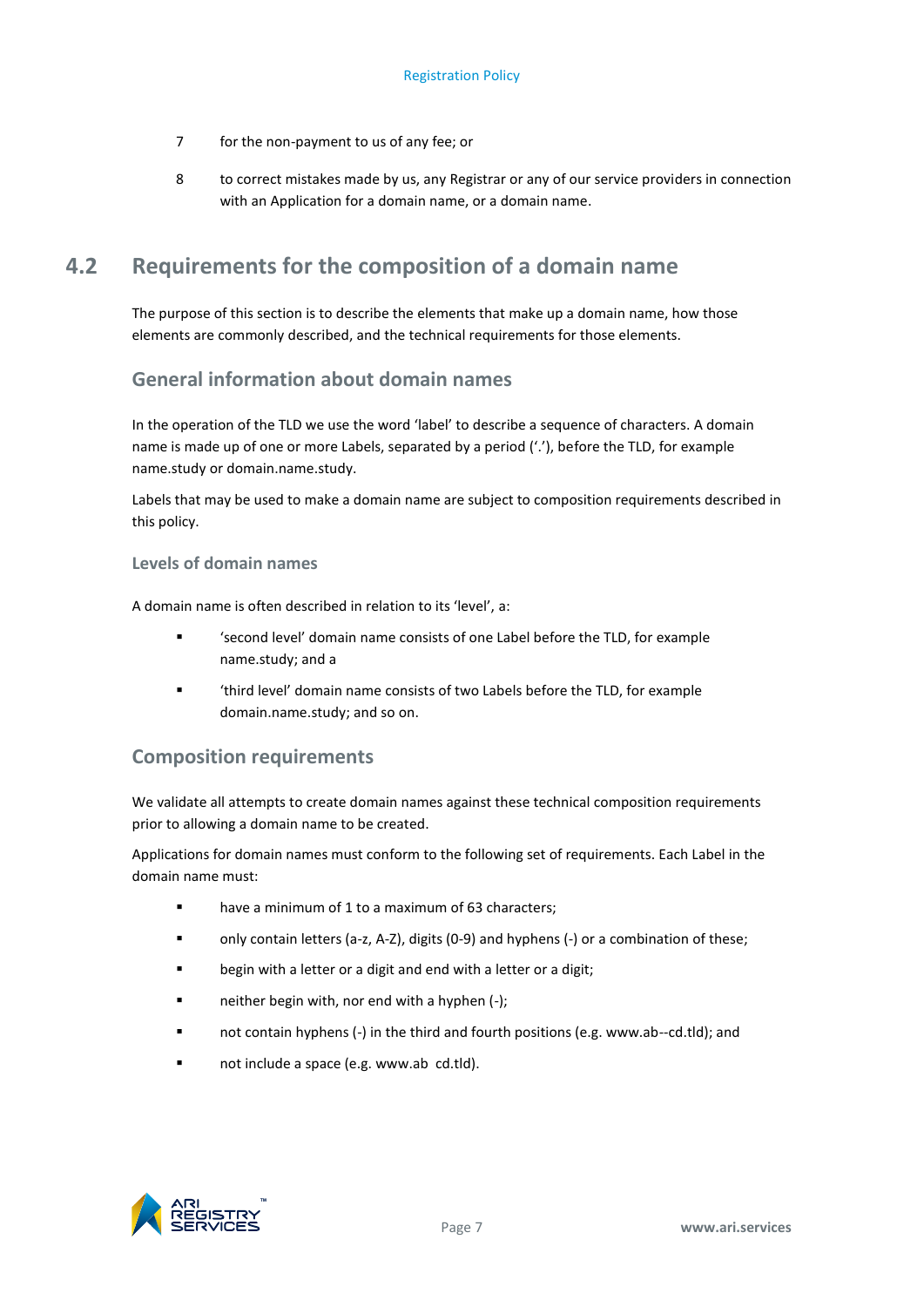7 for the non-payment to us of any fee; or

8 to correct mistakes made by us, any Registrar or any of our service providers in connection with an Application for a domain name, or a domain name.

## 4.2 Requirements for the composition of a domain name

The purpose of this section is to describe the elements that make up a domain name, how those elements are commonly described, and the technical requirements for those elements.

### General information about domain names

In the operation of the TLD we use the word 'label' to describe a sequence of characters. A domain name is made up of one or more Labels, separated by a period ('.'), before the TLD, for example name.study or domain.name.study.

Labels that may be used to make a domain name are subject to composition requirements described in this policy.

#### Levels of domain names

A domain name is often described in relation to its 'level', a:

- 'second level' domain name consists of one Label before the TLD, for example name.study; and a
- 'third level' domain name consists of two Labels before the TLD, for example domain.name.study; and so on.

### Composition requirements

We validate all attempts to create domain names against these technical composition requirements prior to allowing a domain name to be created.

Applications for domain names must conform to the following set of requirements. Each Label in the domain name must:

- have a minimum of 1 to a maximum of 63 characters;
- only contain letters (a-z, A-Z), digits (0-9) and hyphens (-) or a combination of these;
- begin with a letter or a digit and end with a letter or a digit;
- neither begin with, nor end with a hyphen (-);
- not contain hyphens (-) in the third and fourth positions (e.g. www.ab--cd.tld); and
- not include a space (e.g. www.ab cd.tld).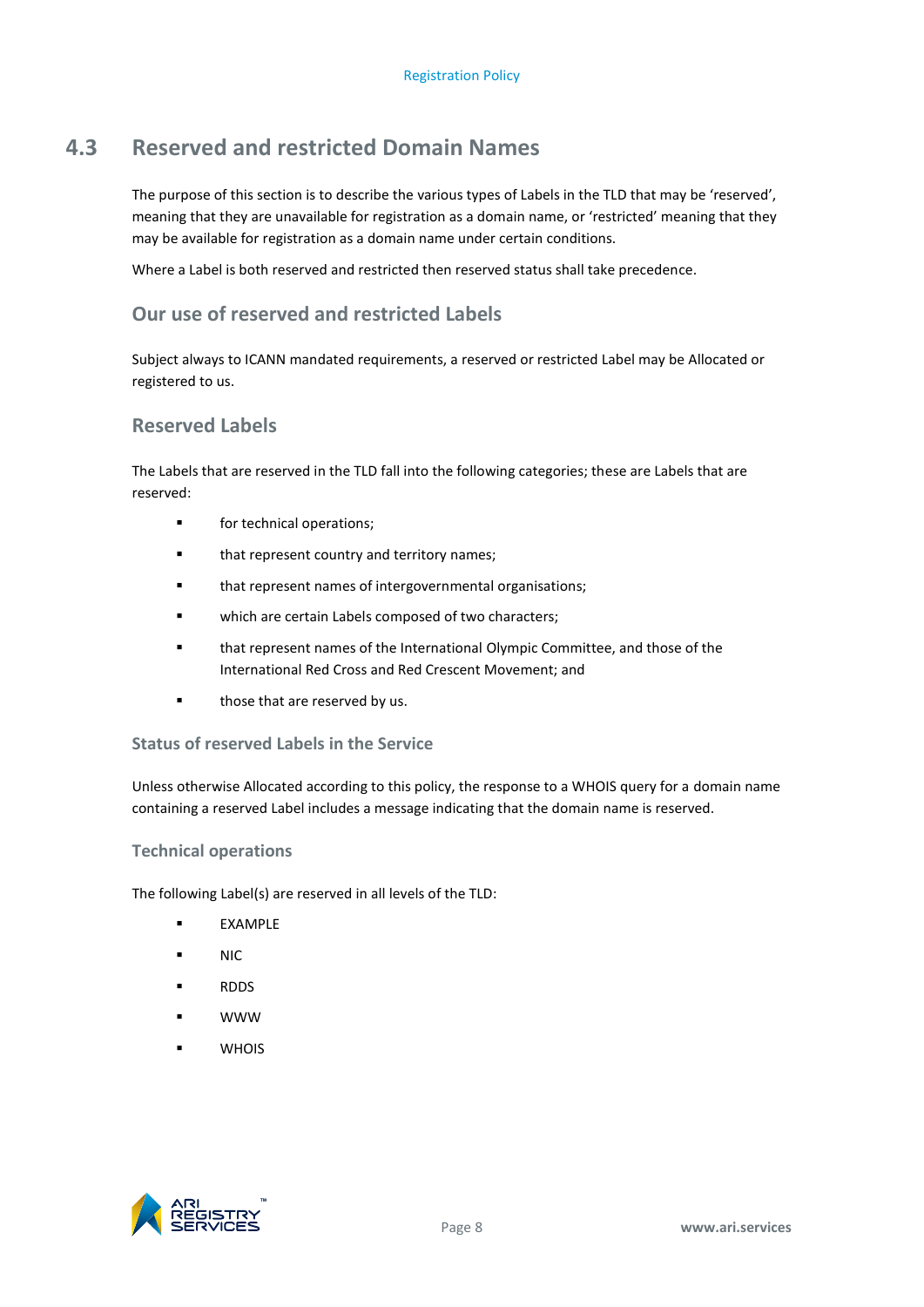## 4.3 Reserved and restricted Domain Names

The purpose of this section is to describe the various types of Labels in the TLD that may be 'reserved', meaning that they are unavailable for registration as a domain name, or 'restricted' meaning that they may be available for registration as a domain name under certain conditions.

Where a Label is both reserved and restricted then reserved status shall take precedence.

### Our use of reserved and restricted Labels

Subject always to ICANN mandated requirements, a reserved or restricted Label may be Allocated or registered to us.

### Reserved Labels

The Labels that are reserved in the TLD fall into the following categories; these are Labels that are reserved:

- for technical operations;
- that represent country and territory names;
- that represent names of intergovernmental organisations;
- which are certain Labels composed of two characters;
- that represent names of the International Olympic Committee, and those of the International Red Cross and Red Crescent Movement; and
- those that are reserved by us.

#### Status of reserved Labels in the Service

Unless otherwise Allocated according to this policy, the response to a WHOIS query for a domain name containing a reserved Label includes a message indicating that the domain name is reserved.

#### Technical operations

The following Label(s) are reserved in all levels of the TLD:

- EXAMPLE
- NIC
- RDDS
- WWW
- WHOIS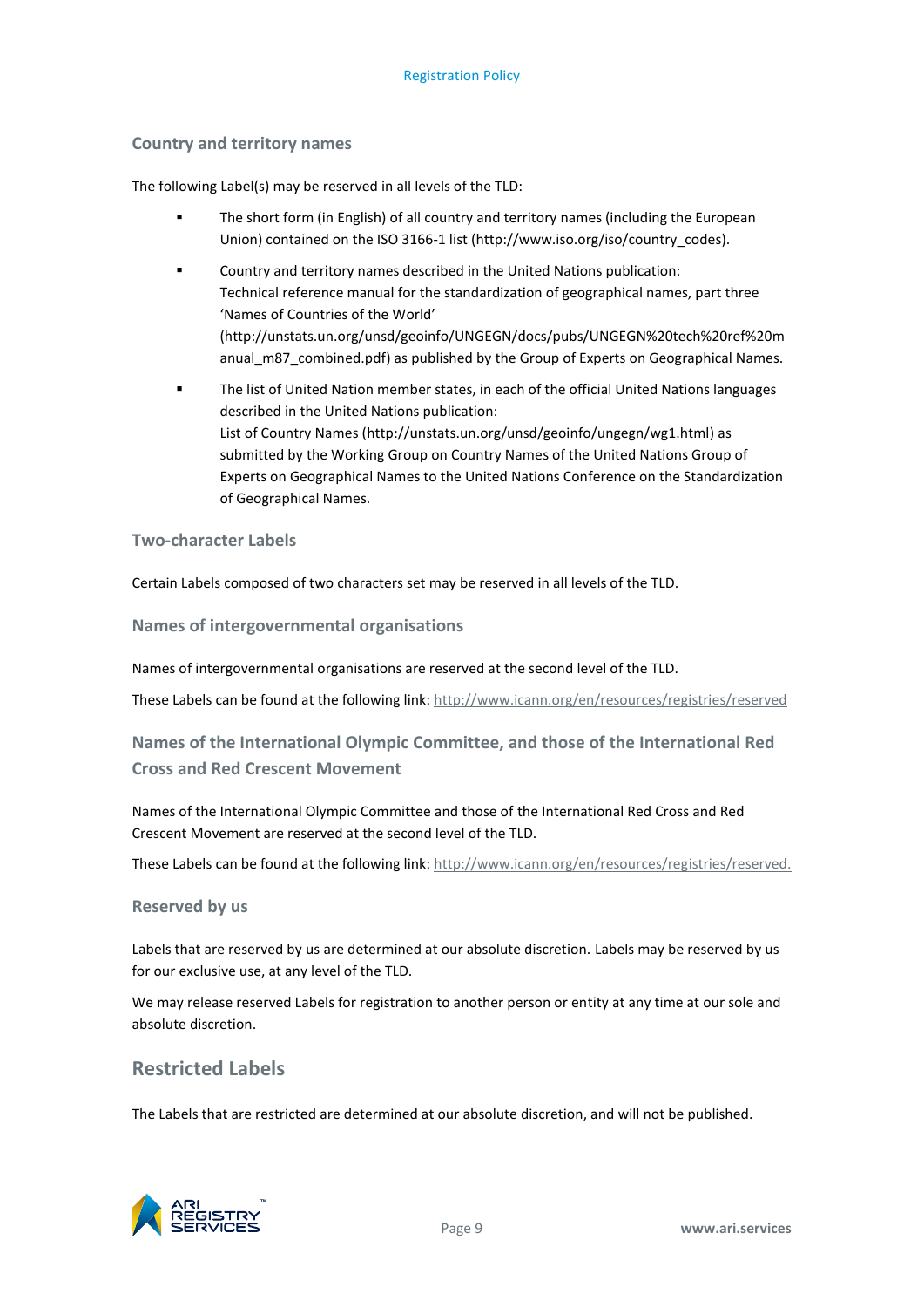### Country and territory names

The following Label(s) may be reserved in all levels of the TLD:

- The short form (in English) of all country and territory names (including the European Union) contained on the ISO 3166-1 list (http://www.iso.org/iso/country_codes).
- Country and territory names described in the United Nations publication: Technical reference manual for the standardization of geographical names, part three 'Names of Countries of the World' (http://unstats.un.org/unsd/geoinfo/UNGEGN/docs/pubs/UNGEGN%20tech%20ref%20manual_m87_combined.pdf) as published by the Group of Experts on Geographical Names.
- The list of United Nation member states, in each of the official United Nations languages described in the United Nations publication: List of Country Names (http://unstats.un.org/unsd/geoinfo/ungegn/wg1.html) as submitted by the Working Group on Country Names of the United Nations Group of Experts on Geographical Names to the United Nations Conference on the Standardization of Geographical Names.

### Two-character Labels

Certain Labels composed of two characters set may be reserved in all levels of the TLD.

### Names of intergovernmental organisations

Names of intergovernmental organisations are reserved at the second level of the TLD.

These Labels can be found at the following link: http://www.icann.org/en/resources/registries/reserved

### Names of the International Olympic Committee, and those of the International Red Cross and Red Crescent Movement

Names of the International Olympic Committee and those of the International Red Cross and Red Crescent Movement are reserved at the second level of the TLD.

These Labels can be found at the following link: http://www.icann.org/en/resources/registries/reserved.

### Reserved by us

Labels that are reserved by us are determined at our absolute discretion. Labels may be reserved by us for our exclusive use, at any level of the TLD.

We may release reserved Labels for registration to another person or entity at any time at our sole and absolute discretion.

## Restricted Labels

The Labels that are restricted are determined at our absolute discretion, and will not be published.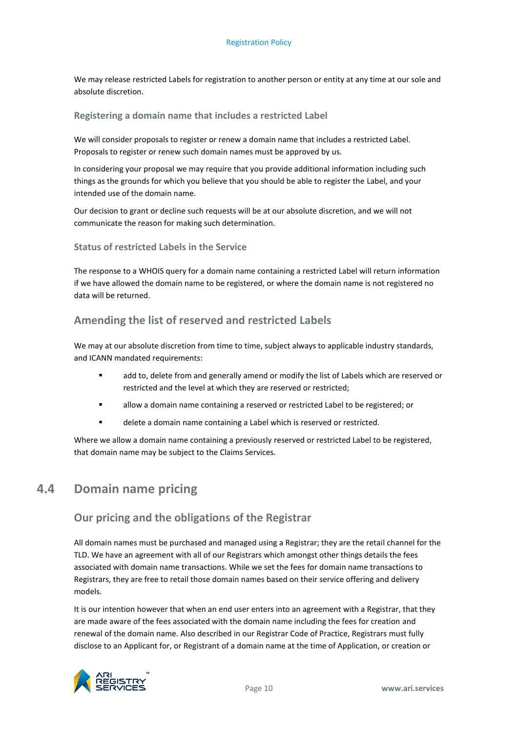We may release restricted Labels for registration to another person or entity at any time at our sole and absolute discretion.

#### Registering a domain name that includes a restricted Label

We will consider proposals to register or renew a domain name that includes a restricted Label. Proposals to register or renew such domain names must be approved by us.

In considering your proposal we may require that you provide additional information including such things as the grounds for which you believe that you should be able to register the Label, and your intended use of the domain name.

Our decision to grant or decline such requests will be at our absolute discretion, and we will not communicate the reason for making such determination.

#### Status of restricted Labels in the Service

The response to a WHOIS query for a domain name containing a restricted Label will return information if we have allowed the domain name to be registered, or where the domain name is not registered no data will be returned.

### Amending the list of reserved and restricted Labels

We may at our absolute discretion from time to time, subject always to applicable industry standards, and ICANN mandated requirements:

- add to, delete from and generally amend or modify the list of Labels which are reserved or restricted and the level at which they are reserved or restricted;
- allow a domain name containing a reserved or restricted Label to be registered; or
- delete a domain name containing a Label which is reserved or restricted.

Where we allow a domain name containing a previously reserved or restricted Label to be registered, that domain name may be subject to the Claims Services.

## 4.4 Domain name pricing

### Our pricing and the obligations of the Registrar

All domain names must be purchased and managed using a Registrar; they are the retail channel for the TLD. We have an agreement with all of our Registrars which amongst other things details the fees associated with domain name transactions. While we set the fees for domain name transactions to Registrars, they are free to retail those domain names based on their service offering and delivery models.

It is our intention however that when an end user enters into an agreement with a Registrar, that they are made aware of the fees associated with the domain name including the fees for creation and renewal of the domain name. Also described in our Registrar Code of Practice, Registrars must fully disclose to an Applicant for, or Registrant of a domain name at the time of Application, or creation or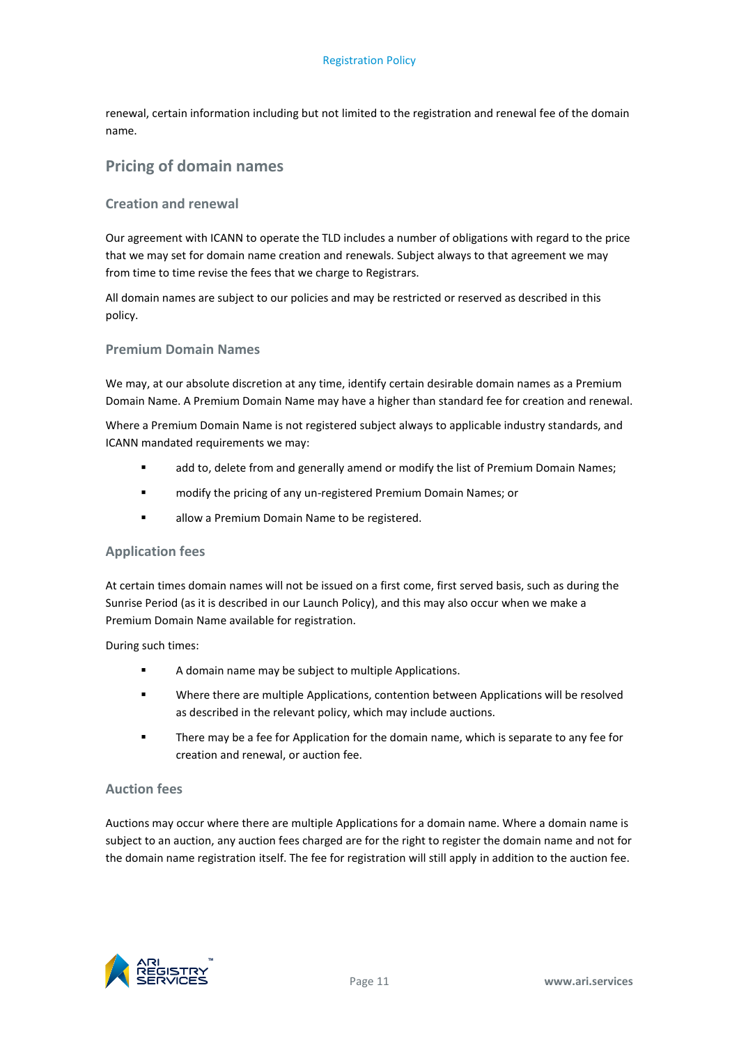renewal, certain information including but not limited to the registration and renewal fee of the domain name.

## Pricing of domain names

### Creation and renewal

Our agreement with ICANN to operate the TLD includes a number of obligations with regard to the price that we may set for domain name creation and renewals. Subject always to that agreement we may from time to time revise the fees that we charge to Registrars.

All domain names are subject to our policies and may be restricted or reserved as described in this policy.

### Premium Domain Names

We may, at our absolute discretion at any time, identify certain desirable domain names as a Premium Domain Name. A Premium Domain Name may have a higher than standard fee for creation and renewal.

Where a Premium Domain Name is not registered subject always to applicable industry standards, and ICANN mandated requirements we may:

- add to, delete from and generally amend or modify the list of Premium Domain Names;
- modify the pricing of any un-registered Premium Domain Names; or
- allow a Premium Domain Name to be registered.

### Application fees

At certain times domain names will not be issued on a first come, first served basis, such as during the Sunrise Period (as it is described in our Launch Policy), and this may also occur when we make a Premium Domain Name available for registration.

During such times:

- A domain name may be subject to multiple Applications.
- Where there are multiple Applications, contention between Applications will be resolved as described in the relevant policy, which may include auctions.
- There may be a fee for Application for the domain name, which is separate to any fee for creation and renewal, or auction fee.

### Auction fees

Auctions may occur where there are multiple Applications for a domain name. Where a domain name is subject to an auction, any auction fees charged are for the right to register the domain name and not for the domain name registration itself. The fee for registration will still apply in addition to the auction fee.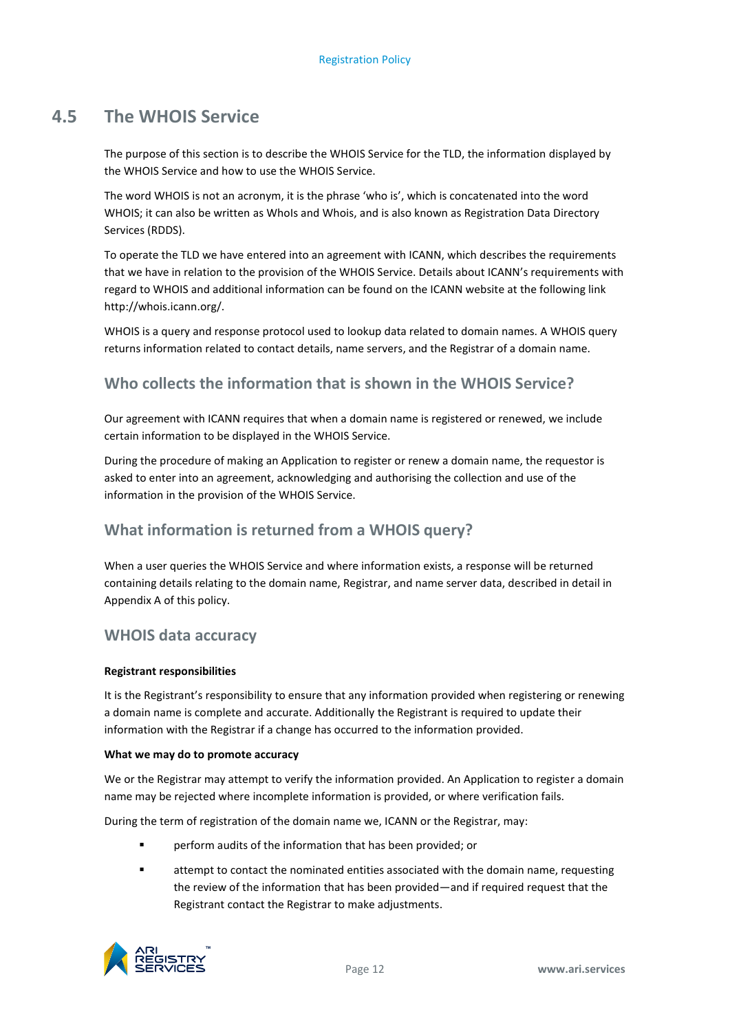## 4.5 The WHOIS Service

The purpose of this section is to describe the WHOIS Service for the TLD, the information displayed by the WHOIS Service and how to use the WHOIS Service.

The word WHOIS is not an acronym, it is the phrase 'who is', which is concatenated into the word WHOIS; it can also be written as WhoIs and Whois, and is also known as Registration Data Directory Services (RDDS).

To operate the TLD we have entered into an agreement with ICANN, which describes the requirements that we have in relation to the provision of the WHOIS Service. Details about ICANN's requirements with regard to WHOIS and additional information can be found on the ICANN website at the following link http://whois.icann.org/.

WHOIS is a query and response protocol used to lookup data related to domain names. A WHOIS query returns information related to contact details, name servers, and the Registrar of a domain name.

### Who collects the information that is shown in the WHOIS Service?

Our agreement with ICANN requires that when a domain name is registered or renewed, we include certain information to be displayed in the WHOIS Service.

During the procedure of making an Application to register or renew a domain name, the requestor is asked to enter into an agreement, acknowledging and authorising the collection and use of the information in the provision of the WHOIS Service.

### What information is returned from a WHOIS query?

When a user queries the WHOIS Service and where information exists, a response will be returned containing details relating to the domain name, Registrar, and name server data, described in detail in Appendix A of this policy.

### WHOIS data accuracy

**Registrant responsibilities**

It is the Registrant's responsibility to ensure that any information provided when registering or renewing a domain name is complete and accurate. Additionally the Registrant is required to update their information with the Registrar if a change has occurred to the information provided.

**What we may do to promote accuracy**

We or the Registrar may attempt to verify the information provided. An Application to register a domain name may be rejected where incomplete information is provided, or where verification fails.

During the term of registration of the domain name we, ICANN or the Registrar, may:

- perform audits of the information that has been provided; or
- attempt to contact the nominated entities associated with the domain name, requesting the review of the information that has been provided—and if required request that the Registrant contact the Registrar to make adjustments.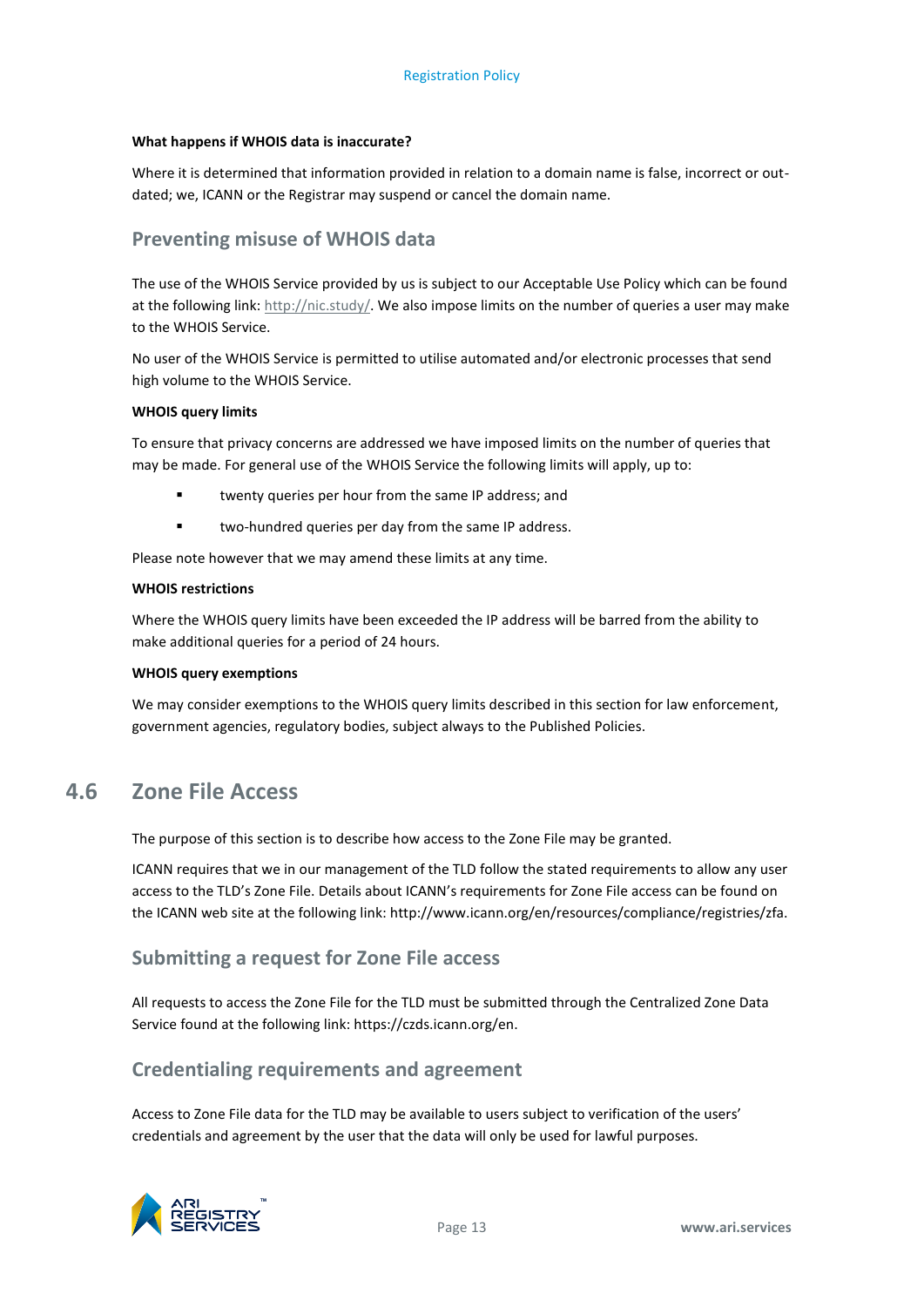**What happens if WHOIS data is inaccurate?**

Where it is determined that information provided in relation to a domain name is false, incorrect or out-dated; we, ICANN or the Registrar may suspend or cancel the domain name.

### Preventing misuse of WHOIS data

The use of the WHOIS Service provided by us is subject to our Acceptable Use Policy which can be found at the following link: http://nic.study/. We also impose limits on the number of queries a user may make to the WHOIS Service.

No user of the WHOIS Service is permitted to utilise automated and/or electronic processes that send high volume to the WHOIS Service.

**WHOIS query limits**

To ensure that privacy concerns are addressed we have imposed limits on the number of queries that may be made. For general use of the WHOIS Service the following limits will apply, up to:

- twenty queries per hour from the same IP address; and
- two-hundred queries per day from the same IP address.

Please note however that we may amend these limits at any time.

**WHOIS restrictions**

Where the WHOIS query limits have been exceeded the IP address will be barred from the ability to make additional queries for a period of 24 hours.

**WHOIS query exemptions**

We may consider exemptions to the WHOIS query limits described in this section for law enforcement, government agencies, regulatory bodies, subject always to the Published Policies.

## 4.6 Zone File Access

The purpose of this section is to describe how access to the Zone File may be granted.

ICANN requires that we in our management of the TLD follow the stated requirements to allow any user access to the TLD's Zone File. Details about ICANN's requirements for Zone File access can be found on the ICANN web site at the following link: http://www.icann.org/en/resources/compliance/registries/zfa.

### Submitting a request for Zone File access

All requests to access the Zone File for the TLD must be submitted through the Centralized Zone Data Service found at the following link: https://czds.icann.org/en.

### Credentialing requirements and agreement

Access to Zone File data for the TLD may be available to users subject to verification of the users' credentials and agreement by the user that the data will only be used for lawful purposes.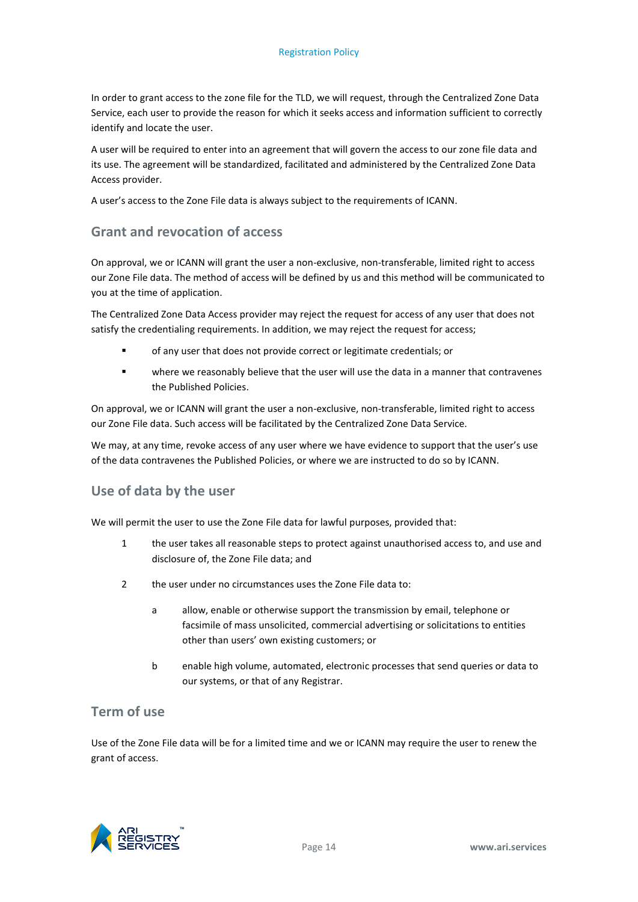In order to grant access to the zone file for the TLD, we will request, through the Centralized Zone Data Service, each user to provide the reason for which it seeks access and information sufficient to correctly identify and locate the user.

A user will be required to enter into an agreement that will govern the access to our zone file data and its use. The agreement will be standardized, facilitated and administered by the Centralized Zone Data Access provider.

A user's access to the Zone File data is always subject to the requirements of ICANN.

## Grant and revocation of access

On approval, we or ICANN will grant the user a non-exclusive, non-transferable, limited right to access our Zone File data. The method of access will be defined by us and this method will be communicated to you at the time of application.

The Centralized Zone Data Access provider may reject the request for access of any user that does not satisfy the credentialing requirements. In addition, we may reject the request for access;

- of any user that does not provide correct or legitimate credentials; or
- where we reasonably believe that the user will use the data in a manner that contravenes the Published Policies.

On approval, we or ICANN will grant the user a non-exclusive, non-transferable, limited right to access our Zone File data. Such access will be facilitated by the Centralized Zone Data Service.

We may, at any time, revoke access of any user where we have evidence to support that the user's use of the data contravenes the Published Policies, or where we are instructed to do so by ICANN.

## Use of data by the user

We will permit the user to use the Zone File data for lawful purposes, provided that:

1. the user takes all reasonable steps to protect against unauthorised access to, and use and disclosure of, the Zone File data; and
2. the user under no circumstances uses the Zone File data to:
   a. allow, enable or otherwise support the transmission by email, telephone or facsimile of mass unsolicited, commercial advertising or solicitations to entities other than users' own existing customers; or
   b. enable high volume, automated, electronic processes that send queries or data to our systems, or that of any Registrar.

## Term of use

Use of the Zone File data will be for a limited time and we or ICANN may require the user to renew the grant of access.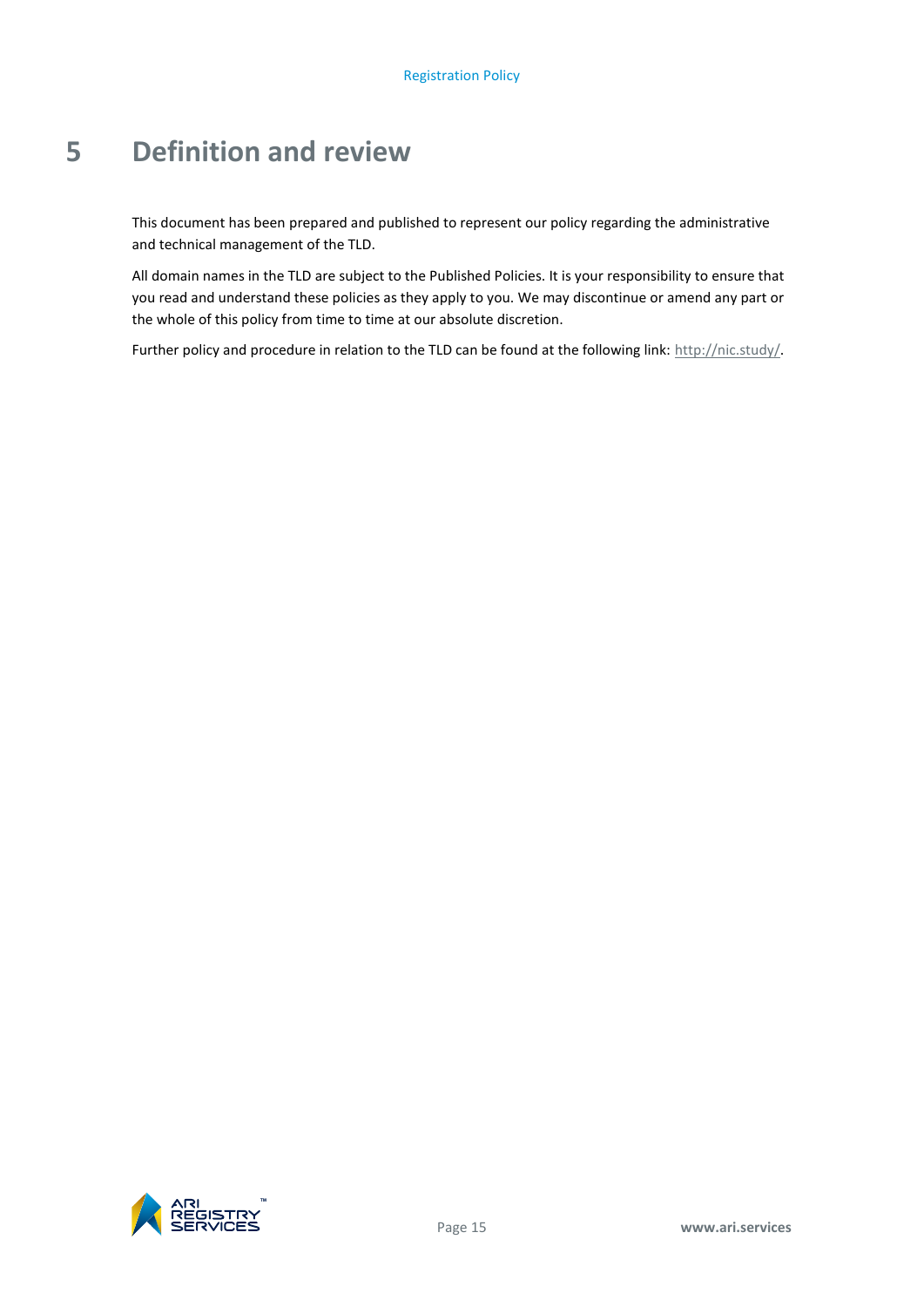# 5 Definition and review

This document has been prepared and published to represent our policy regarding the administrative and technical management of the TLD.

All domain names in the TLD are subject to the Published Policies. It is your responsibility to ensure that you read and understand these policies as they apply to you. We may discontinue or amend any part or the whole of this policy from time to time at our absolute discretion.

Further policy and procedure in relation to the TLD can be found at the following link: http://nic.study/.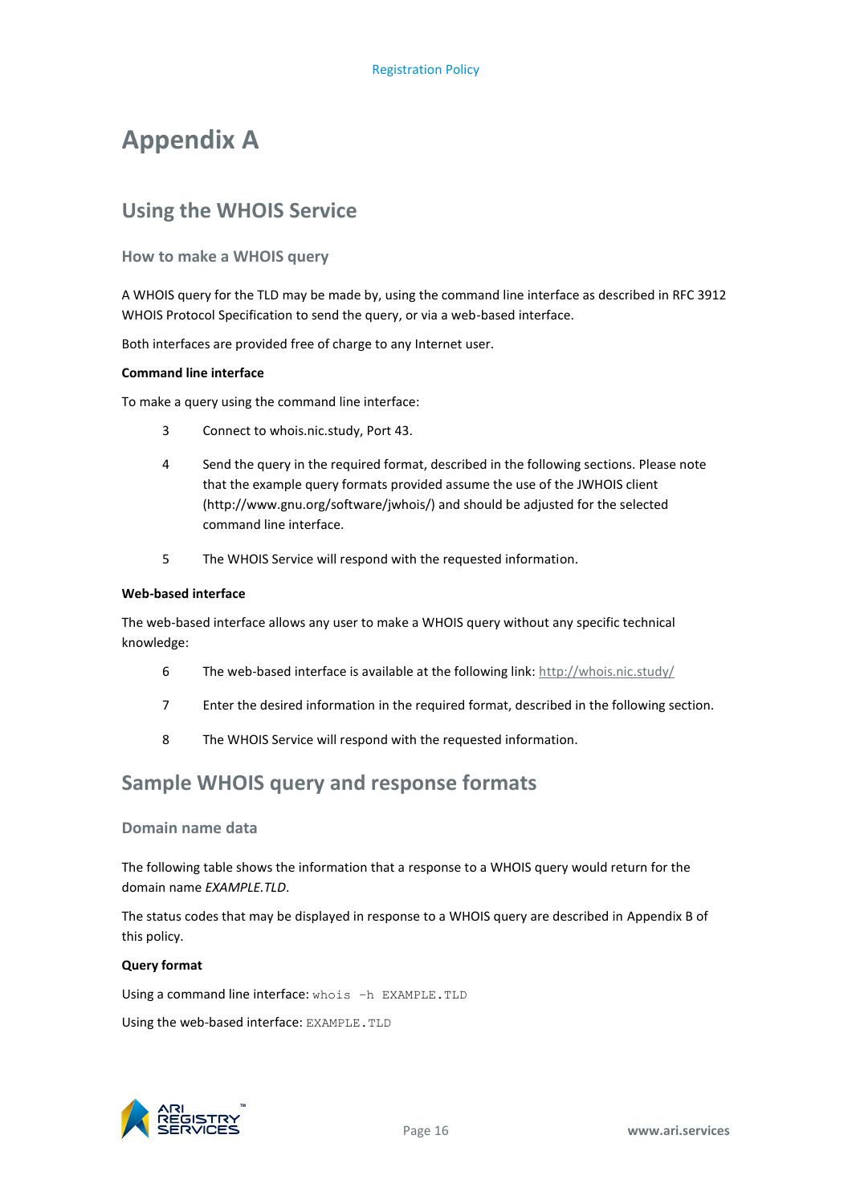# Appendix A

## Using the WHOIS Service

### How to make a WHOIS query

A WHOIS query for the TLD may be made by, using the command line interface as described in RFC 3912 WHOIS Protocol Specification to send the query, or via a web-based interface.

Both interfaces are provided free of charge to any Internet user.

**Command line interface**

To make a query using the command line interface:

3. Connect to whois.nic.study, Port 43.
4. Send the query in the required format, described in the following sections. Please note that the example query formats provided assume the use of the JWHOIS client (http://www.gnu.org/software/jwhois/) and should be adjusted for the selected command line interface.
5. The WHOIS Service will respond with the requested information.

**Web-based interface**

The web-based interface allows any user to make a WHOIS query without any specific technical knowledge:

6. The web-based interface is available at the following link: http://whois.nic.study/
7. Enter the desired information in the required format, described in the following section.
8. The WHOIS Service will respond with the requested information.

## Sample WHOIS query and response formats

### Domain name data

The following table shows the information that a response to a WHOIS query would return for the domain name *EXAMPLE.TLD*.

The status codes that may be displayed in response to a WHOIS query are described in Appendix B of this policy.

**Query format**

Using a command line interface: `whois -h EXAMPLE.TLD`

Using the web-based interface: `EXAMPLE.TLD`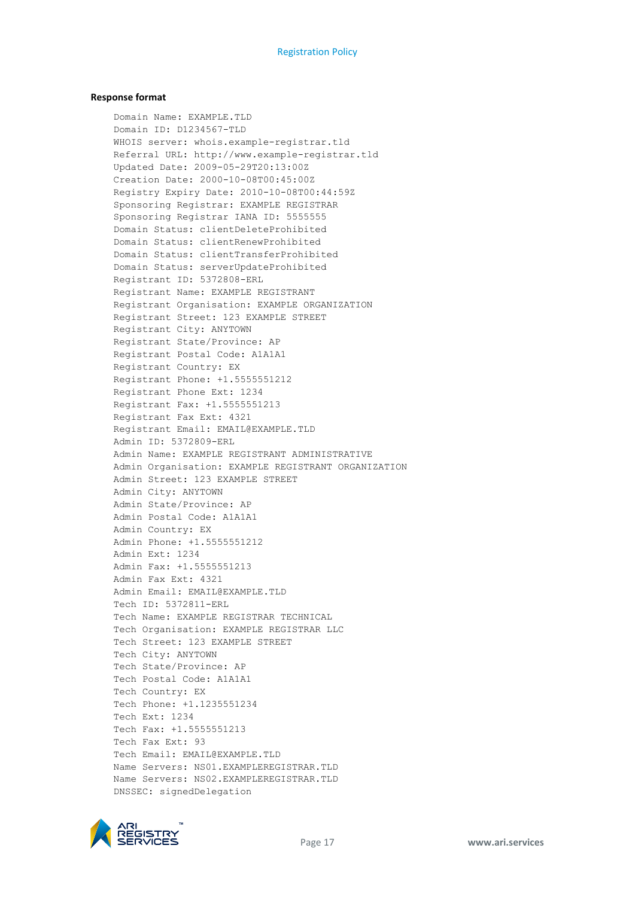**Response format**

```
Domain Name: EXAMPLE.TLD
Domain ID: D1234567-TLD
WHOIS server: whois.example-registrar.tld
Referral URL: http://www.example-registrar.tld
Updated Date: 2009-05-29T20:13:00Z
Creation Date: 2000-10-08T00:45:00Z
Registry Expiry Date: 2010-10-08T00:44:59Z
Sponsoring Registrar: EXAMPLE REGISTRAR
Sponsoring Registrar IANA ID: 5555555
Domain Status: clientDeleteProhibited
Domain Status: clientRenewProhibited
Domain Status: clientTransferProhibited
Domain Status: serverUpdateProhibited
Registrant ID: 5372808-ERL
Registrant Name: EXAMPLE REGISTRANT
Registrant Organisation: EXAMPLE ORGANIZATION
Registrant Street: 123 EXAMPLE STREET
Registrant City: ANYTOWN
Registrant State/Province: AP
Registrant Postal Code: A1A1A1
Registrant Country: EX
Registrant Phone: +1.5555551212
Registrant Phone Ext: 1234
Registrant Fax: +1.5555551213
Registrant Fax Ext: 4321
Registrant Email: EMAIL@EXAMPLE.TLD
Admin ID: 5372809-ERL
Admin Name: EXAMPLE REGISTRANT ADMINISTRATIVE
Admin Organisation: EXAMPLE REGISTRANT ORGANIZATION
Admin Street: 123 EXAMPLE STREET
Admin City: ANYTOWN
Admin State/Province: AP
Admin Postal Code: A1A1A1
Admin Country: EX
Admin Phone: +1.5555551212
Admin Ext: 1234
Admin Fax: +1.5555551213
Admin Fax Ext: 4321
Admin Email: EMAIL@EXAMPLE.TLD
Tech ID: 5372811-ERL
Tech Name: EXAMPLE REGISTRAR TECHNICAL
Tech Organisation: EXAMPLE REGISTRAR LLC
Tech Street: 123 EXAMPLE STREET
Tech City: ANYTOWN
Tech State/Province: AP
Tech Postal Code: A1A1A1
Tech Country: EX
Tech Phone: +1.1235551234
Tech Ext: 1234
Tech Fax: +1.5555551213
Tech Fax Ext: 93
Tech Email: EMAIL@EXAMPLE.TLD
Name Servers: NS01.EXAMPLEREGISTRAR.TLD
Name Servers: NS02.EXAMPLEREGISTRAR.TLD
DNSSEC: signedDelegation
```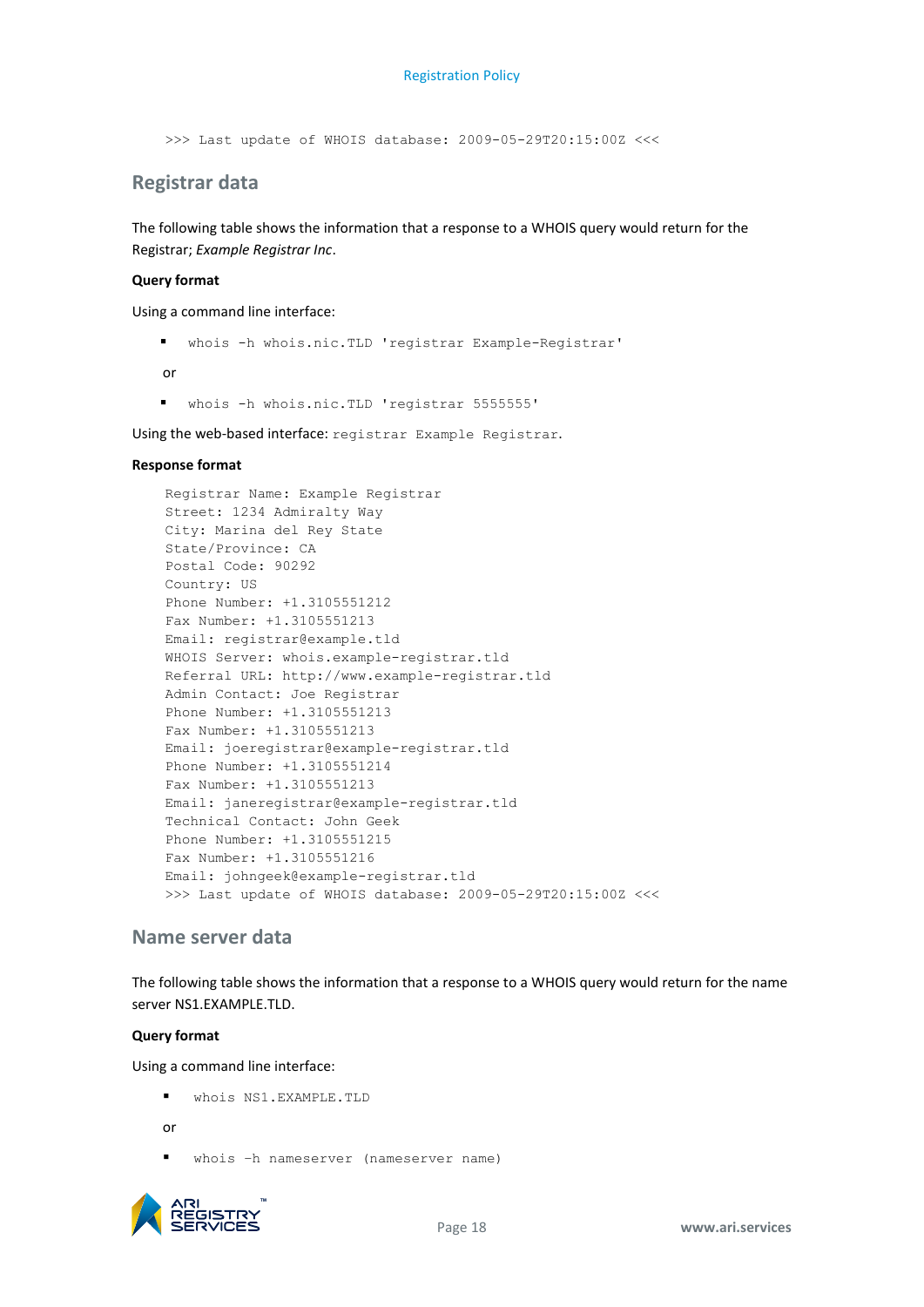```
>>> Last update of WHOIS database: 2009-05-29T20:15:00Z <<<
```

## Registrar data

The following table shows the information that a response to a WHOIS query would return for the Registrar; *Example Registrar Inc*.

**Query format**

Using a command line interface:

- `whois -h whois.nic.TLD 'registrar Example-Registrar'`

or

- `whois -h whois.nic.TLD 'registrar 5555555'`

Using the web-based interface: `registrar Example Registrar`.

**Response format**

```
Registrar Name: Example Registrar
Street: 1234 Admiralty Way
City: Marina del Rey State
State/Province: CA
Postal Code: 90292
Country: US
Phone Number: +1.3105551212
Fax Number: +1.3105551213
Email: registrar@example.tld
WHOIS Server: whois.example-registrar.tld
Referral URL: http://www.example-registrar.tld
Admin Contact: Joe Registrar
Phone Number: +1.3105551213
Fax Number: +1.3105551213
Email: joeregistrar@example-registrar.tld
Phone Number: +1.3105551214
Fax Number: +1.3105551213
Email: janeregistrar@example-registrar.tld
Technical Contact: John Geek
Phone Number: +1.3105551215
Fax Number: +1.3105551216
Email: johngeek@example-registrar.tld
>>> Last update of WHOIS database: 2009-05-29T20:15:00Z <<<
```

## Name server data

The following table shows the information that a response to a WHOIS query would return for the name server NS1.EXAMPLE.TLD.

**Query format**

Using a command line interface:

- `whois NS1.EXAMPLE.TLD`

or

- `whois –h nameserver (nameserver name)`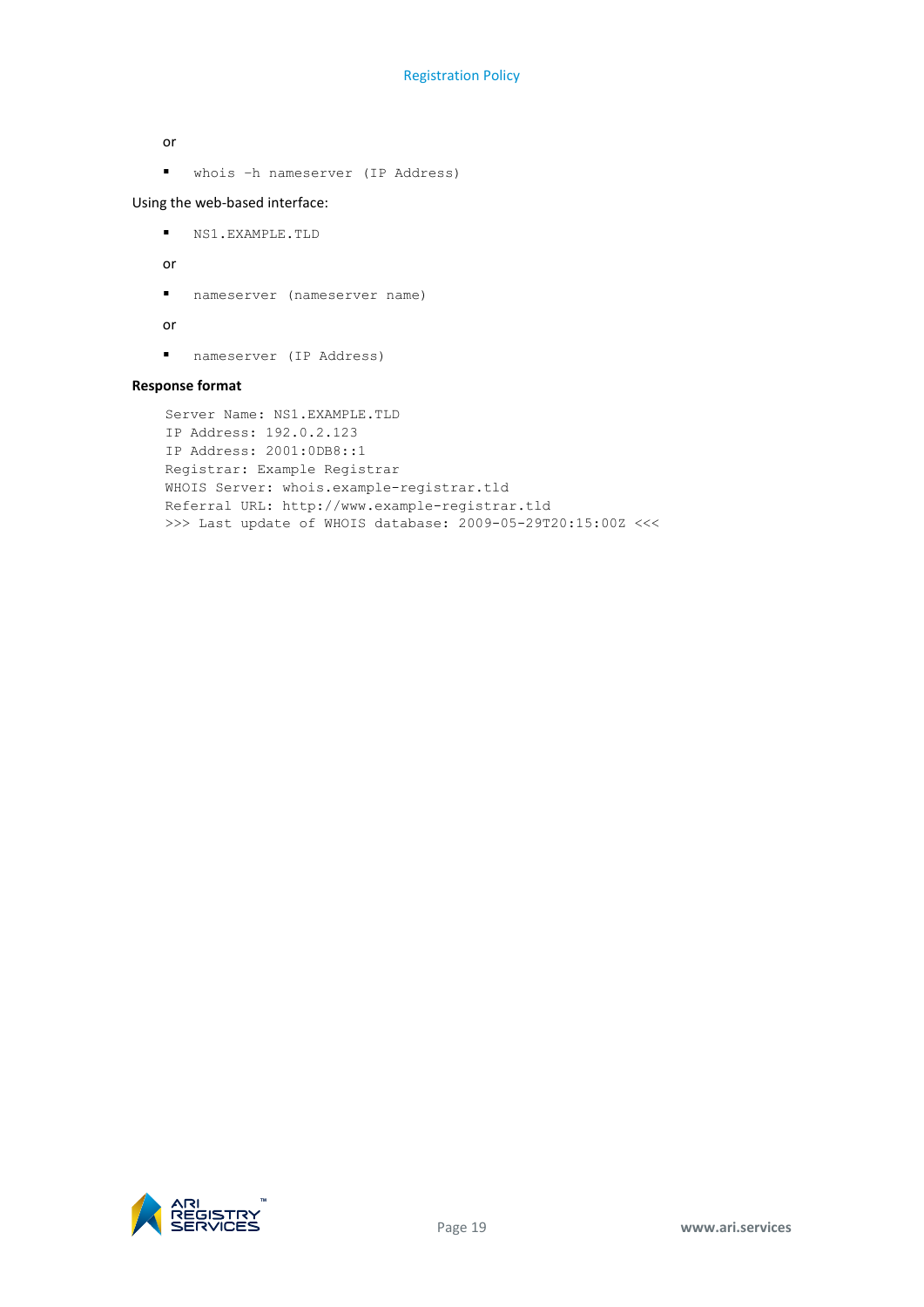or

- `whois –h nameserver (IP Address)`

Using the web-based interface:

- `NS1.EXAMPLE.TLD`

or

- `nameserver (nameserver name)`

or

- `nameserver (IP Address)`

**Response format**

```
Server Name: NS1.EXAMPLE.TLD
IP Address: 192.0.2.123
IP Address: 2001:0DB8::1
Registrar: Example Registrar
WHOIS Server: whois.example-registrar.tld
Referral URL: http://www.example-registrar.tld
>>> Last update of WHOIS database: 2009-05-29T20:15:00Z <<<
```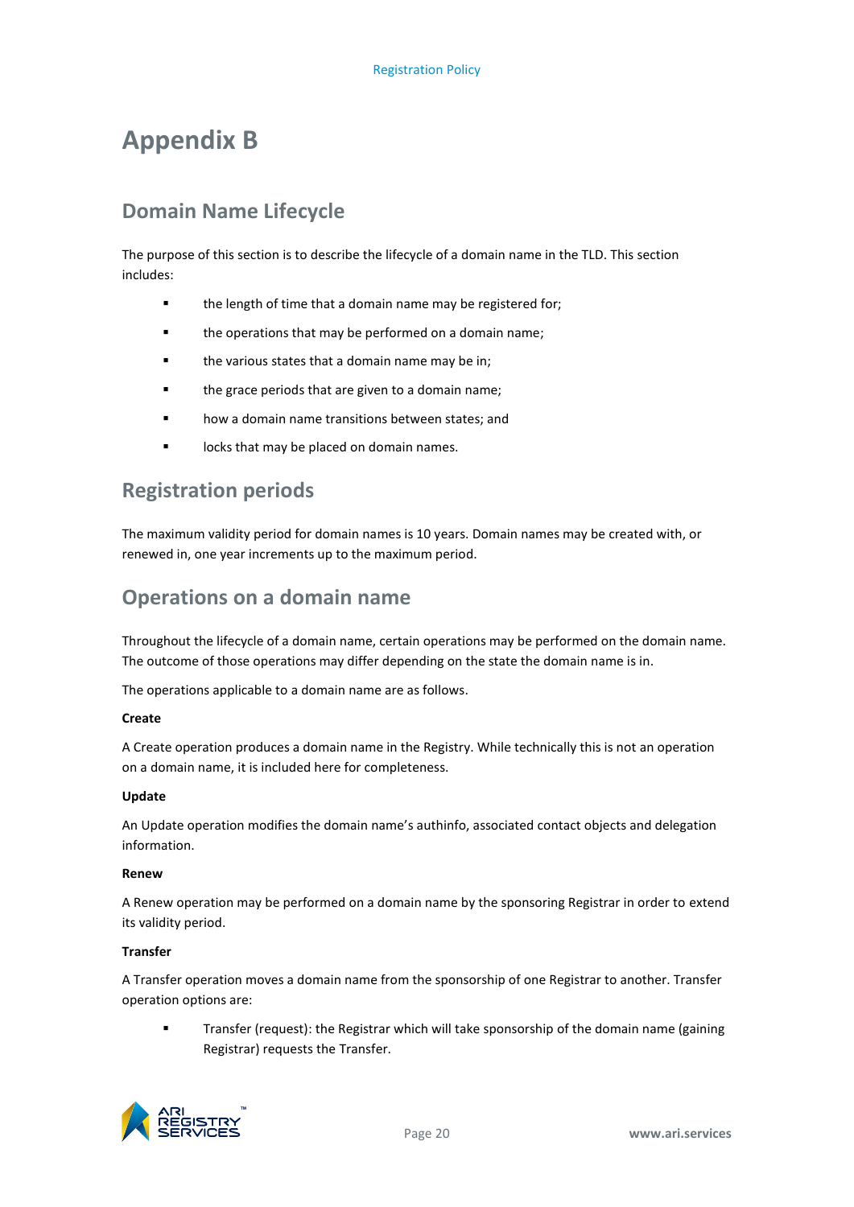# Appendix B

## Domain Name Lifecycle

The purpose of this section is to describe the lifecycle of a domain name in the TLD. This section includes:

- the length of time that a domain name may be registered for;
- the operations that may be performed on a domain name;
- the various states that a domain name may be in;
- the grace periods that are given to a domain name;
- how a domain name transitions between states; and
- locks that may be placed on domain names.

## Registration periods

The maximum validity period for domain names is 10 years. Domain names may be created with, or renewed in, one year increments up to the maximum period.

## Operations on a domain name

Throughout the lifecycle of a domain name, certain operations may be performed on the domain name. The outcome of those operations may differ depending on the state the domain name is in.

The operations applicable to a domain name are as follows.

**Create**

A Create operation produces a domain name in the Registry. While technically this is not an operation on a domain name, it is included here for completeness.

**Update**

An Update operation modifies the domain name's authinfo, associated contact objects and delegation information.

**Renew**

A Renew operation may be performed on a domain name by the sponsoring Registrar in order to extend its validity period.

**Transfer**

A Transfer operation moves a domain name from the sponsorship of one Registrar to another. Transfer operation options are:

- Transfer (request): the Registrar which will take sponsorship of the domain name (gaining Registrar) requests the Transfer.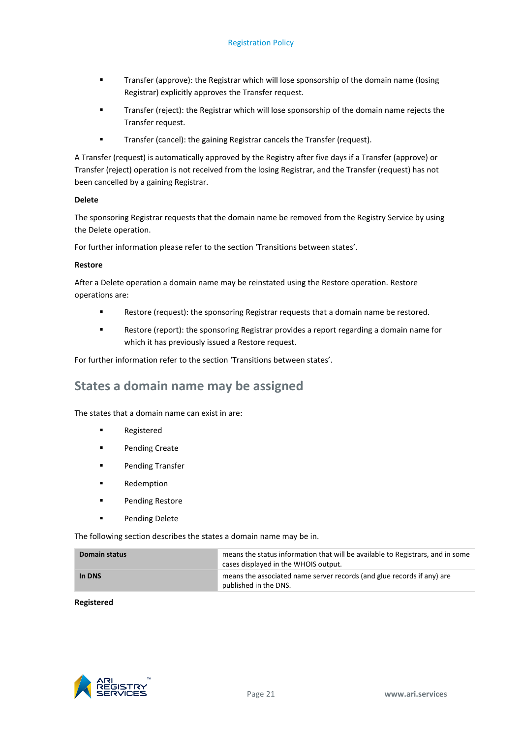- Transfer (approve): the Registrar which will lose sponsorship of the domain name (losing Registrar) explicitly approves the Transfer request.
- Transfer (reject): the Registrar which will lose sponsorship of the domain name rejects the Transfer request.
- Transfer (cancel): the gaining Registrar cancels the Transfer (request).

A Transfer (request) is automatically approved by the Registry after five days if a Transfer (approve) or Transfer (reject) operation is not received from the losing Registrar, and the Transfer (request) has not been cancelled by a gaining Registrar.

**Delete**

The sponsoring Registrar requests that the domain name be removed from the Registry Service by using the Delete operation.

For further information please refer to the section 'Transitions between states'.

**Restore**

After a Delete operation a domain name may be reinstated using the Restore operation. Restore operations are:

- Restore (request): the sponsoring Registrar requests that a domain name be restored.
- Restore (report): the sponsoring Registrar provides a report regarding a domain name for which it has previously issued a Restore request.

For further information refer to the section 'Transitions between states'.

## States a domain name may be assigned

The states that a domain name can exist in are:

- Registered
- Pending Create
- Pending Transfer
- Redemption
- Pending Restore
- Pending Delete

The following section describes the states a domain name may be in.

| | |
|---|---|
| **Domain status** | means the status information that will be available to Registrars, and in some cases displayed in the WHOIS output. |
| **In DNS** | means the associated name server records (and glue records if any) are published in the DNS. |

**Registered**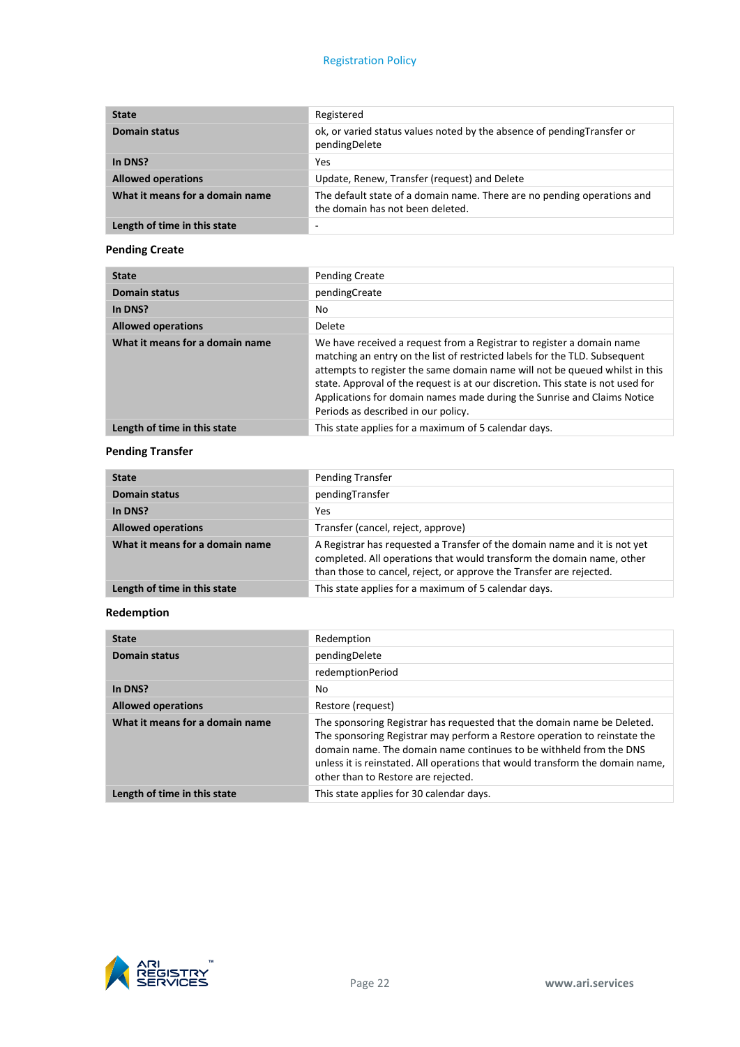| State | Registered |
|---|---|
| Domain status | ok, or varied status values noted by the absence of pendingTransfer or pendingDelete |
| In DNS? | Yes |
| Allowed operations | Update, Renew, Transfer (request) and Delete |
| What it means for a domain name | The default state of a domain name. There are no pending operations and the domain has not been deleted. |
| Length of time in this state | - |

**Pending Create**

| State | Pending Create |
|---|---|
| Domain status | pendingCreate |
| In DNS? | No |
| Allowed operations | Delete |
| What it means for a domain name | We have received a request from a Registrar to register a domain name matching an entry on the list of restricted labels for the TLD. Subsequent attempts to register the same domain name will not be queued whilst in this state. Approval of the request is at our discretion. This state is not used for Applications for domain names made during the Sunrise and Claims Notice Periods as described in our policy. |
| Length of time in this state | This state applies for a maximum of 5 calendar days. |

**Pending Transfer**

| State | Pending Transfer |
|---|---|
| Domain status | pendingTransfer |
| In DNS? | Yes |
| Allowed operations | Transfer (cancel, reject, approve) |
| What it means for a domain name | A Registrar has requested a Transfer of the domain name and it is not yet completed. All operations that would transform the domain name, other than those to cancel, reject, or approve the Transfer are rejected. |
| Length of time in this state | This state applies for a maximum of 5 calendar days. |

**Redemption**

| State | Redemption |
|---|---|
| Domain status | pendingDelete |
| | redemptionPeriod |
| In DNS? | No |
| Allowed operations | Restore (request) |
| What it means for a domain name | The sponsoring Registrar has requested that the domain name be Deleted. The sponsoring Registrar may perform a Restore operation to reinstate the domain name. The domain name continues to be withheld from the DNS unless it is reinstated. All operations that would transform the domain name, other than to Restore are rejected. |
| Length of time in this state | This state applies for 30 calendar days. |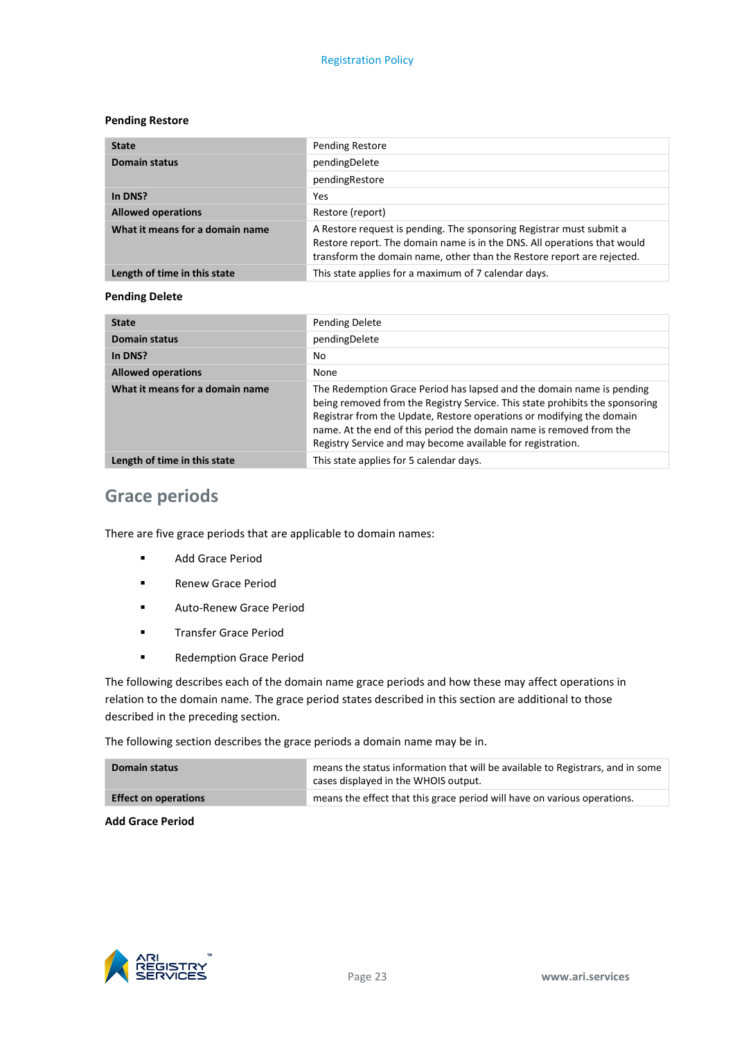#### Pending Restore

| State | Pending Restore |
|---|---|
| Domain status | pendingDelete |
| | pendingRestore |
| In DNS? | Yes |
| Allowed operations | Restore (report) |
| What it means for a domain name | A Restore request is pending. The sponsoring Registrar must submit a Restore report. The domain name is in the DNS. All operations that would transform the domain name, other than the Restore report are rejected. |
| Length of time in this state | This state applies for a maximum of 7 calendar days. |

#### Pending Delete

| State | Pending Delete |
|---|---|
| Domain status | pendingDelete |
| In DNS? | No |
| Allowed operations | None |
| What it means for a domain name | The Redemption Grace Period has lapsed and the domain name is pending being removed from the Registry Service. This state prohibits the sponsoring Registrar from the Update, Restore operations or modifying the domain name. At the end of this period the domain name is removed from the Registry Service and may become available for registration. |
| Length of time in this state | This state applies for 5 calendar days. |

## Grace periods

There are five grace periods that are applicable to domain names:

- Add Grace Period
- Renew Grace Period
- Auto-Renew Grace Period
- Transfer Grace Period
- Redemption Grace Period

The following describes each of the domain name grace periods and how these may affect operations in relation to the domain name. The grace period states described in this section are additional to those described in the preceding section.

The following section describes the grace periods a domain name may be in.

| Domain status | means the status information that will be available to Registrars, and in some cases displayed in the WHOIS output. |
|---|---|
| Effect on operations | means the effect that this grace period will have on various operations. |

#### Add Grace Period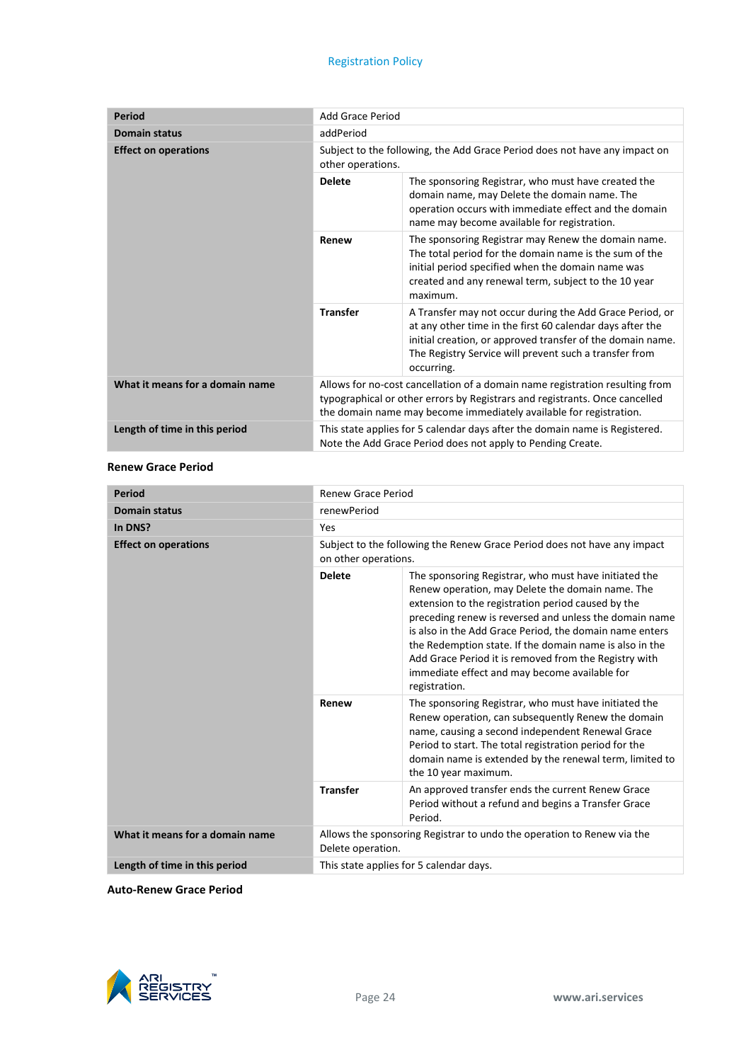| Period | Add Grace Period | |
|---|---|---|
| **Domain status** | addPeriod | |
| **Effect on operations** | Subject to the following, the Add Grace Period does not have any impact on other operations. | |
| | **Delete** | The sponsoring Registrar, who must have created the domain name, may Delete the domain name. The operation occurs with immediate effect and the domain name may become available for registration. |
| | **Renew** | The sponsoring Registrar may Renew the domain name. The total period for the domain name is the sum of the initial period specified when the domain name was created and any renewal term, subject to the 10 year maximum. |
| | **Transfer** | A Transfer may not occur during the Add Grace Period, or at any other time in the first 60 calendar days after the initial creation, or approved transfer of the domain name. The Registry Service will prevent such a transfer from occurring. |
| **What it means for a domain name** | Allows for no-cost cancellation of a domain name registration resulting from typographical or other errors by Registrars and registrants. Once cancelled the domain name may become immediately available for registration. | |
| **Length of time in this period** | This state applies for 5 calendar days after the domain name is Registered. Note the Add Grace Period does not apply to Pending Create. | |

**Renew Grace Period**

| Period | Renew Grace Period | |
|---|---|---|
| **Domain status** | renewPeriod | |
| **In DNS?** | Yes | |
| **Effect on operations** | Subject to the following the Renew Grace Period does not have any impact on other operations. | |
| | **Delete** | The sponsoring Registrar, who must have initiated the Renew operation, may Delete the domain name. The extension to the registration period caused by the preceding renew is reversed and unless the domain name is also in the Add Grace Period, the domain name enters the Redemption state. If the domain name is also in the Add Grace Period it is removed from the Registry with immediate effect and may become available for registration. |
| | **Renew** | The sponsoring Registrar, who must have initiated the Renew operation, can subsequently Renew the domain name, causing a second independent Renewal Grace Period to start. The total registration period for the domain name is extended by the renewal term, limited to the 10 year maximum. |
| | **Transfer** | An approved transfer ends the current Renew Grace Period without a refund and begins a Transfer Grace Period. |
| **What it means for a domain name** | Allows the sponsoring Registrar to undo the operation to Renew via the Delete operation. | |
| **Length of time in this period** | This state applies for 5 calendar days. | |

**Auto-Renew Grace Period**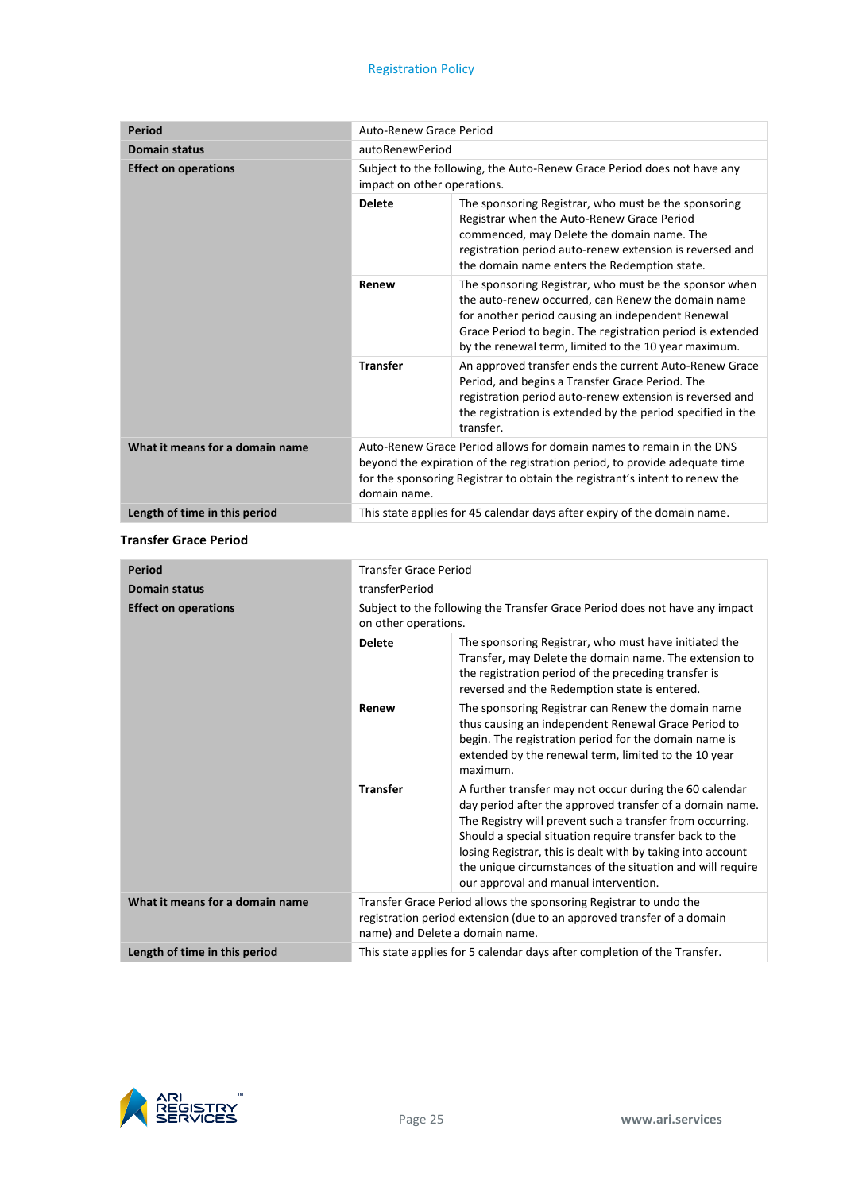| Period | Auto-Renew Grace Period | |
|---|---|---|
| Domain status | autoRenewPeriod | |
| Effect on operations | Subject to the following, the Auto-Renew Grace Period does not have any impact on other operations. | |
| | **Delete** | The sponsoring Registrar, who must be the sponsoring Registrar when the Auto-Renew Grace Period commenced, may Delete the domain name. The registration period auto-renew extension is reversed and the domain name enters the Redemption state. |
| | **Renew** | The sponsoring Registrar, who must be the sponsor when the auto-renew occurred, can Renew the domain name for another period causing an independent Renewal Grace Period to begin. The registration period is extended by the renewal term, limited to the 10 year maximum. |
| | **Transfer** | An approved transfer ends the current Auto-Renew Grace Period, and begins a Transfer Grace Period. The registration period auto-renew extension is reversed and the registration is extended by the period specified in the transfer. |
| What it means for a domain name | Auto-Renew Grace Period allows for domain names to remain in the DNS beyond the expiration of the registration period, to provide adequate time for the sponsoring Registrar to obtain the registrant's intent to renew the domain name. | |
| Length of time in this period | This state applies for 45 calendar days after expiry of the domain name. | |

**Transfer Grace Period**

| Period | Transfer Grace Period | |
|---|---|---|
| Domain status | transferPeriod | |
| Effect on operations | Subject to the following the Transfer Grace Period does not have any impact on other operations. | |
| | **Delete** | The sponsoring Registrar, who must have initiated the Transfer, may Delete the domain name. The extension to the registration period of the preceding transfer is reversed and the Redemption state is entered. |
| | **Renew** | The sponsoring Registrar can Renew the domain name thus causing an independent Renewal Grace Period to begin. The registration period for the domain name is extended by the renewal term, limited to the 10 year maximum. |
| | **Transfer** | A further transfer may not occur during the 60 calendar day period after the approved transfer of a domain name. The Registry will prevent such a transfer from occurring. Should a special situation require transfer back to the losing Registrar, this is dealt with by taking into account the unique circumstances of the situation and will require our approval and manual intervention. |
| What it means for a domain name | Transfer Grace Period allows the sponsoring Registrar to undo the registration period extension (due to an approved transfer of a domain name) and Delete a domain name. | |
| Length of time in this period | This state applies for 5 calendar days after completion of the Transfer. | |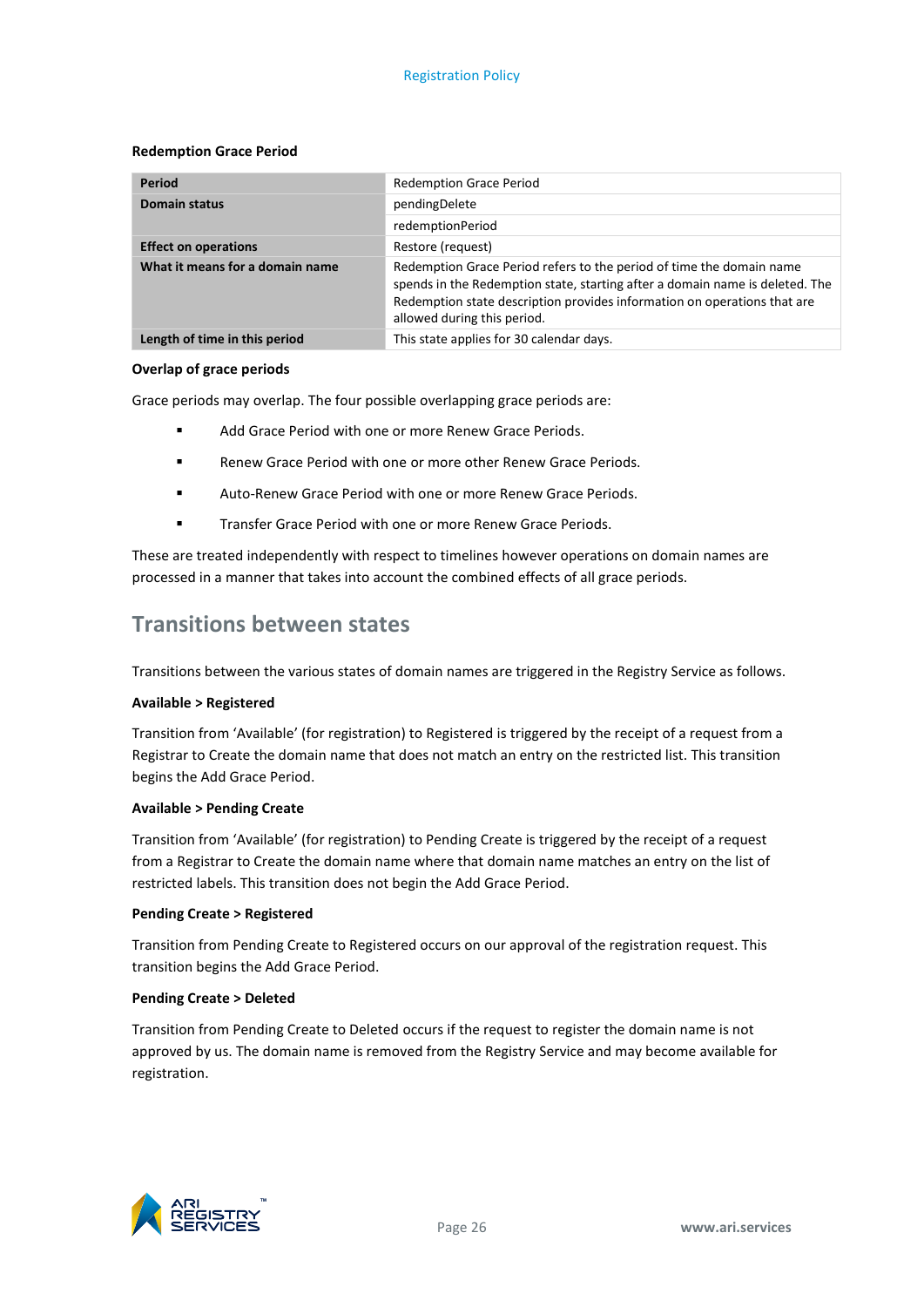**Redemption Grace Period**

| Period | Redemption Grace Period |
|---|---|
| **Domain status** | pendingDelete |
| | redemptionPeriod |
| **Effect on operations** | Restore (request) |
| **What it means for a domain name** | Redemption Grace Period refers to the period of time the domain name spends in the Redemption state, starting after a domain name is deleted. The Redemption state description provides information on operations that are allowed during this period. |
| **Length of time in this period** | This state applies for 30 calendar days. |

**Overlap of grace periods**

Grace periods may overlap. The four possible overlapping grace periods are:

- Add Grace Period with one or more Renew Grace Periods.
- Renew Grace Period with one or more other Renew Grace Periods.
- Auto-Renew Grace Period with one or more Renew Grace Periods.
- Transfer Grace Period with one or more Renew Grace Periods.

These are treated independently with respect to timelines however operations on domain names are processed in a manner that takes into account the combined effects of all grace periods.

## Transitions between states

Transitions between the various states of domain names are triggered in the Registry Service as follows.

**Available > Registered**

Transition from 'Available' (for registration) to Registered is triggered by the receipt of a request from a Registrar to Create the domain name that does not match an entry on the restricted list. This transition begins the Add Grace Period.

**Available > Pending Create**

Transition from 'Available' (for registration) to Pending Create is triggered by the receipt of a request from a Registrar to Create the domain name where that domain name matches an entry on the list of restricted labels. This transition does not begin the Add Grace Period.

**Pending Create > Registered**

Transition from Pending Create to Registered occurs on our approval of the registration request. This transition begins the Add Grace Period.

**Pending Create > Deleted**

Transition from Pending Create to Deleted occurs if the request to register the domain name is not approved by us. The domain name is removed from the Registry Service and may become available for registration.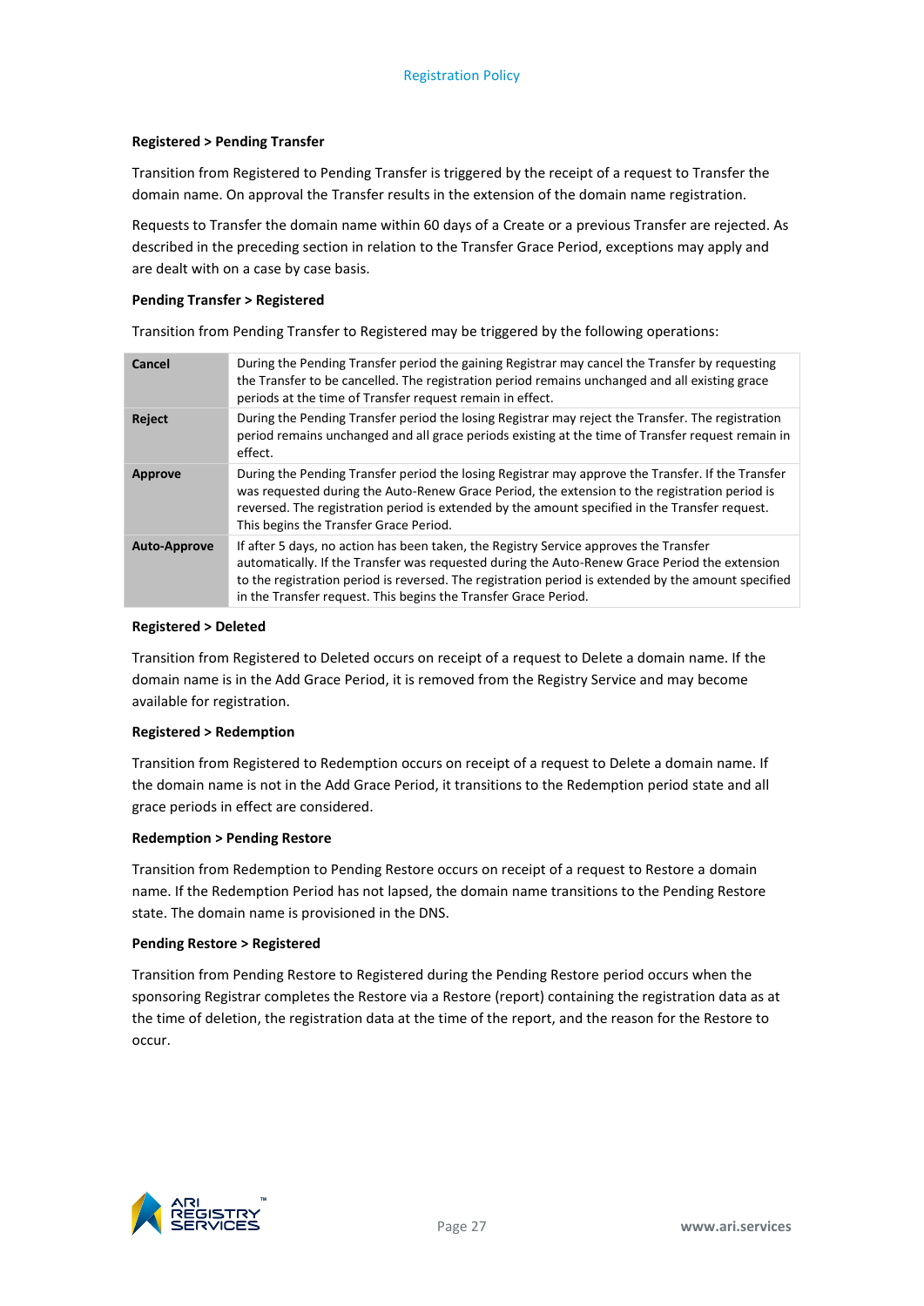**Registered > Pending Transfer**

Transition from Registered to Pending Transfer is triggered by the receipt of a request to Transfer the domain name. On approval the Transfer results in the extension of the domain name registration.

Requests to Transfer the domain name within 60 days of a Create or a previous Transfer are rejected. As described in the preceding section in relation to the Transfer Grace Period, exceptions may apply and are dealt with on a case by case basis.

**Pending Transfer > Registered**

Transition from Pending Transfer to Registered may be triggered by the following operations:

| | |
|---|---|
| **Cancel** | During the Pending Transfer period the gaining Registrar may cancel the Transfer by requesting the Transfer to be cancelled. The registration period remains unchanged and all existing grace periods at the time of Transfer request remain in effect. |
| **Reject** | During the Pending Transfer period the losing Registrar may reject the Transfer. The registration period remains unchanged and all grace periods existing at the time of Transfer request remain in effect. |
| **Approve** | During the Pending Transfer period the losing Registrar may approve the Transfer. If the Transfer was requested during the Auto-Renew Grace Period, the extension to the registration period is reversed. The registration period is extended by the amount specified in the Transfer request. This begins the Transfer Grace Period. |
| **Auto-Approve** | If after 5 days, no action has been taken, the Registry Service approves the Transfer automatically. If the Transfer was requested during the Auto-Renew Grace Period the extension to the registration period is reversed. The registration period is extended by the amount specified in the Transfer request. This begins the Transfer Grace Period. |

**Registered > Deleted**

Transition from Registered to Deleted occurs on receipt of a request to Delete a domain name. If the domain name is in the Add Grace Period, it is removed from the Registry Service and may become available for registration.

**Registered > Redemption**

Transition from Registered to Redemption occurs on receipt of a request to Delete a domain name. If the domain name is not in the Add Grace Period, it transitions to the Redemption period state and all grace periods in effect are considered.

**Redemption > Pending Restore**

Transition from Redemption to Pending Restore occurs on receipt of a request to Restore a domain name. If the Redemption Period has not lapsed, the domain name transitions to the Pending Restore state. The domain name is provisioned in the DNS.

**Pending Restore > Registered**

Transition from Pending Restore to Registered during the Pending Restore period occurs when the sponsoring Registrar completes the Restore via a Restore (report) containing the registration data as at the time of deletion, the registration data at the time of the report, and the reason for the Restore to occur.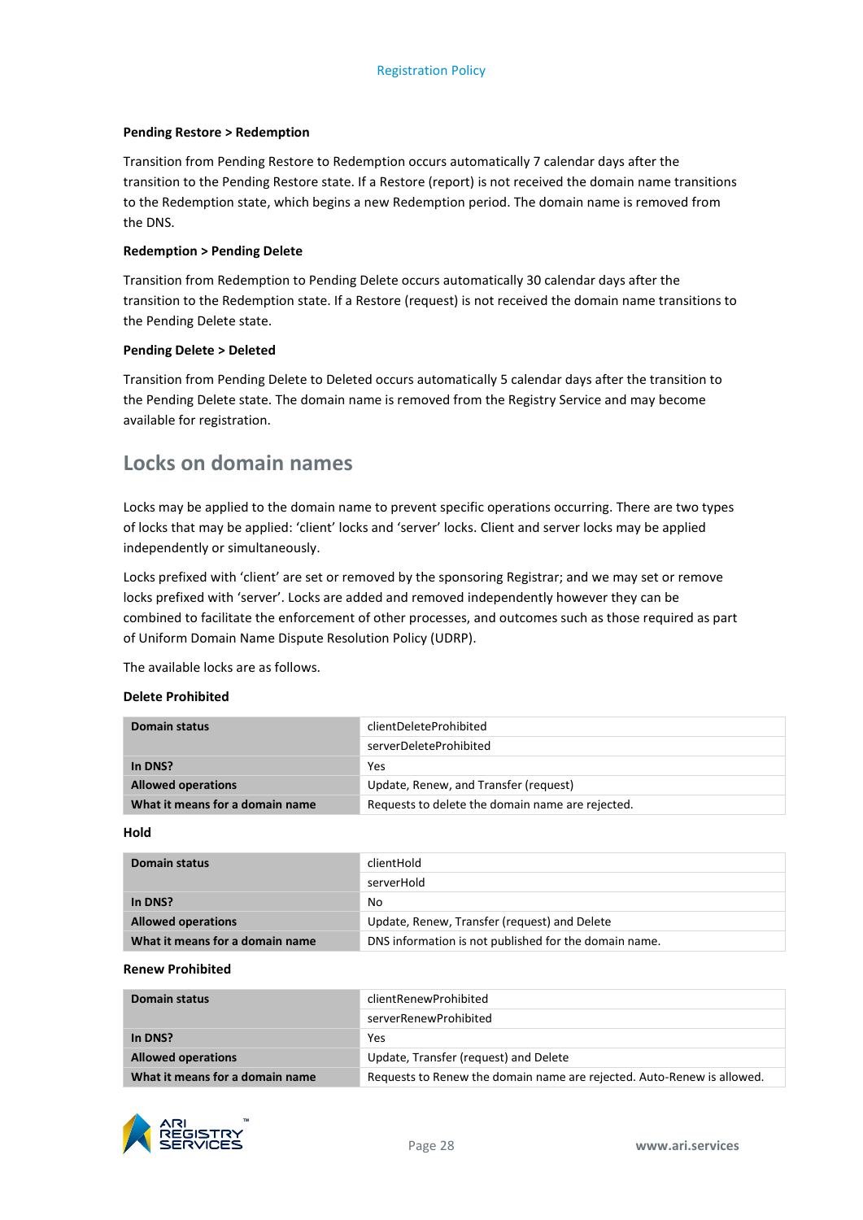**Pending Restore > Redemption**

Transition from Pending Restore to Redemption occurs automatically 7 calendar days after the transition to the Pending Restore state. If a Restore (report) is not received the domain name transitions to the Redemption state, which begins a new Redemption period. The domain name is removed from the DNS.

**Redemption > Pending Delete**

Transition from Redemption to Pending Delete occurs automatically 30 calendar days after the transition to the Redemption state. If a Restore (request) is not received the domain name transitions to the Pending Delete state.

**Pending Delete > Deleted**

Transition from Pending Delete to Deleted occurs automatically 5 calendar days after the transition to the Pending Delete state. The domain name is removed from the Registry Service and may become available for registration.

## Locks on domain names

Locks may be applied to the domain name to prevent specific operations occurring. There are two types of locks that may be applied: 'client' locks and 'server' locks. Client and server locks may be applied independently or simultaneously.

Locks prefixed with 'client' are set or removed by the sponsoring Registrar; and we may set or remove locks prefixed with 'server'. Locks are added and removed independently however they can be combined to facilitate the enforcement of other processes, and outcomes such as those required as part of Uniform Domain Name Dispute Resolution Policy (UDRP).

The available locks are as follows.

**Delete Prohibited**

| Domain status | clientDeleteProhibited |
|---|---|
| | serverDeleteProhibited |
| In DNS? | Yes |
| Allowed operations | Update, Renew, and Transfer (request) |
| What it means for a domain name | Requests to delete the domain name are rejected. |

**Hold**

| Domain status | clientHold |
|---|---|
| | serverHold |
| In DNS? | No |
| Allowed operations | Update, Renew, Transfer (request) and Delete |
| What it means for a domain name | DNS information is not published for the domain name. |

**Renew Prohibited**

| Domain status | clientRenewProhibited |
|---|---|
| | serverRenewProhibited |
| In DNS? | Yes |
| Allowed operations | Update, Transfer (request) and Delete |
| What it means for a domain name | Requests to Renew the domain name are rejected. Auto-Renew is allowed. |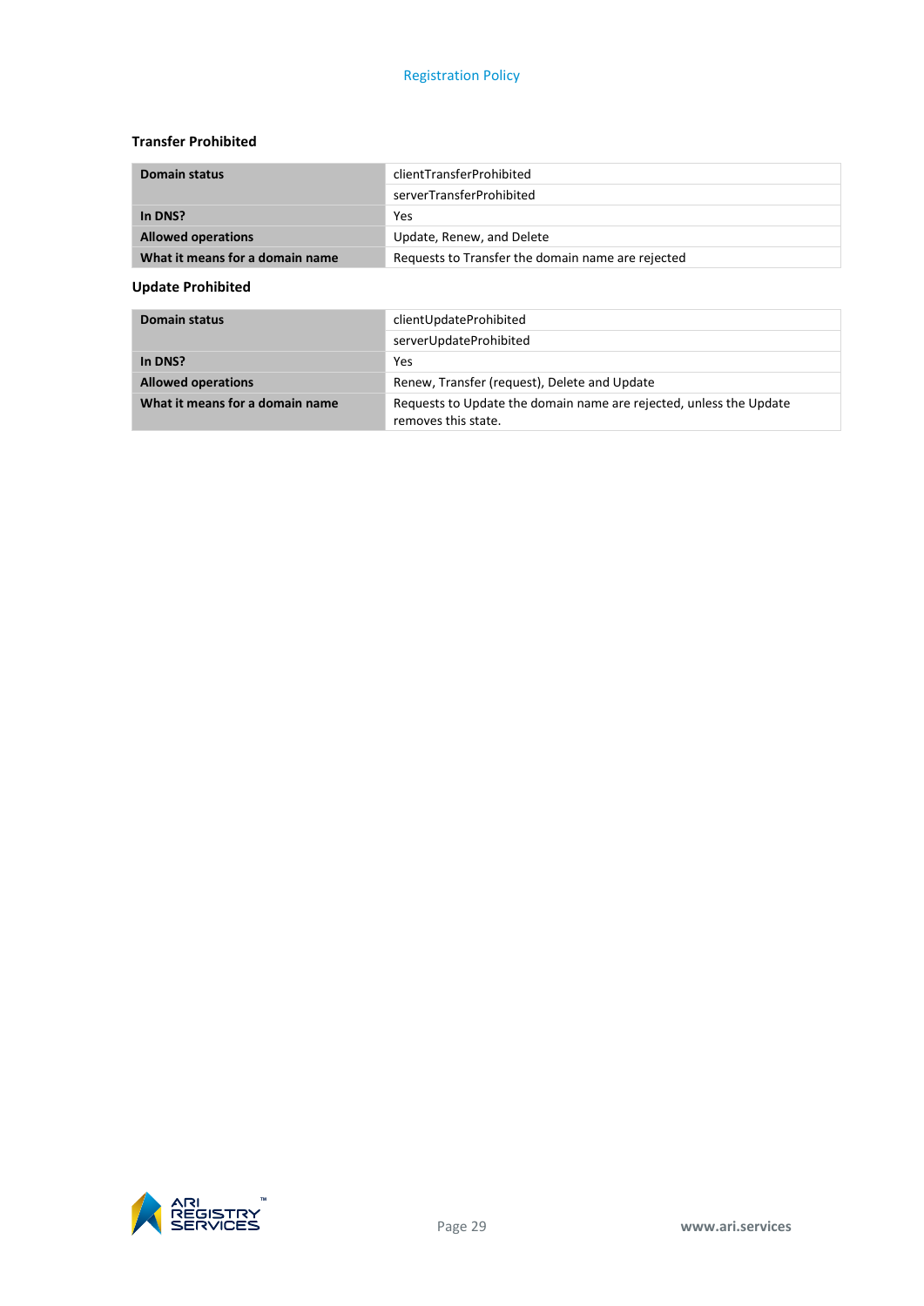### Transfer Prohibited

| Domain status | clientTransferProhibited |
|---|---|
| | serverTransferProhibited |
| In DNS? | Yes |
| Allowed operations | Update, Renew, and Delete |
| What it means for a domain name | Requests to Transfer the domain name are rejected |

### Update Prohibited

| Domain status | clientUpdateProhibited |
|---|---|
| | serverUpdateProhibited |
| In DNS? | Yes |
| Allowed operations | Renew, Transfer (request), Delete and Update |
| What it means for a domain name | Requests to Update the domain name are rejected, unless the Update removes this state. |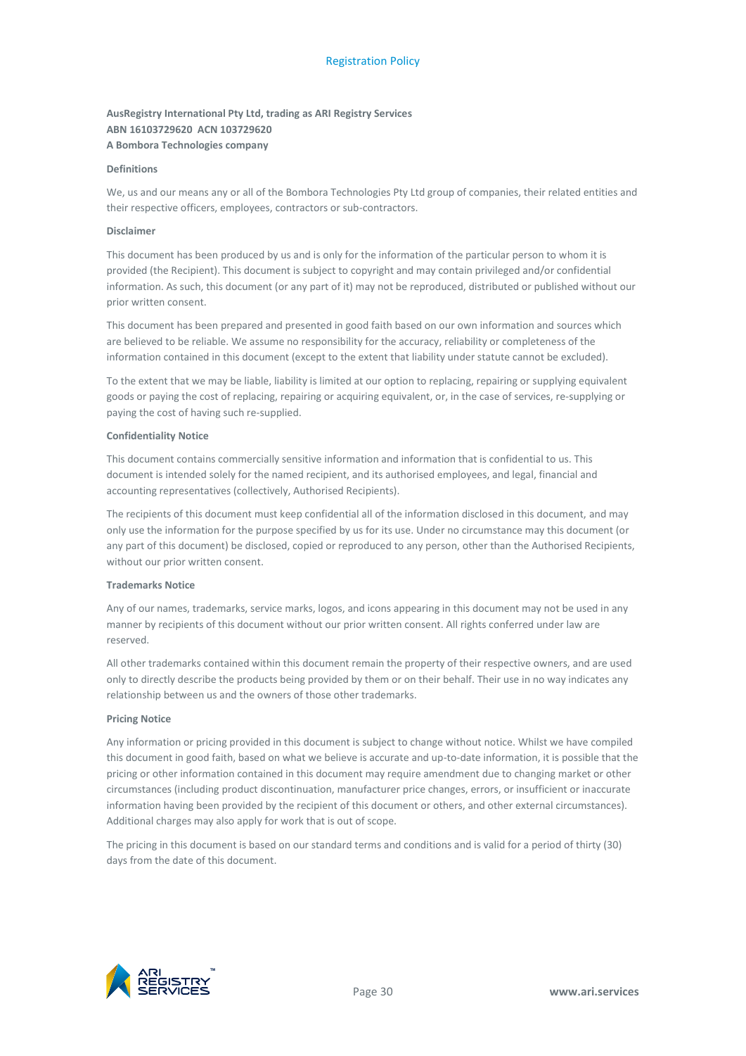**AusRegistry International Pty Ltd, trading as ARI Registry Services**
**ABN 16103729620 ACN 103729620**
**A Bombora Technologies company**

**Definitions**

We, us and our means any or all of the Bombora Technologies Pty Ltd group of companies, their related entities and their respective officers, employees, contractors or sub-contractors.

**Disclaimer**

This document has been produced by us and is only for the information of the particular person to whom it is provided (the Recipient). This document is subject to copyright and may contain privileged and/or confidential information. As such, this document (or any part of it) may not be reproduced, distributed or published without our prior written consent.

This document has been prepared and presented in good faith based on our own information and sources which are believed to be reliable. We assume no responsibility for the accuracy, reliability or completeness of the information contained in this document (except to the extent that liability under statute cannot be excluded).

To the extent that we may be liable, liability is limited at our option to replacing, repairing or supplying equivalent goods or paying the cost of replacing, repairing or acquiring equivalent, or, in the case of services, re-supplying or paying the cost of having such re-supplied.

**Confidentiality Notice**

This document contains commercially sensitive information and information that is confidential to us. This document is intended solely for the named recipient, and its authorised employees, and legal, financial and accounting representatives (collectively, Authorised Recipients).

The recipients of this document must keep confidential all of the information disclosed in this document, and may only use the information for the purpose specified by us for its use. Under no circumstance may this document (or any part of this document) be disclosed, copied or reproduced to any person, other than the Authorised Recipients, without our prior written consent.

**Trademarks Notice**

Any of our names, trademarks, service marks, logos, and icons appearing in this document may not be used in any manner by recipients of this document without our prior written consent. All rights conferred under law are reserved.

All other trademarks contained within this document remain the property of their respective owners, and are used only to directly describe the products being provided by them or on their behalf. Their use in no way indicates any relationship between us and the owners of those other trademarks.

**Pricing Notice**

Any information or pricing provided in this document is subject to change without notice. Whilst we have compiled this document in good faith, based on what we believe is accurate and up-to-date information, it is possible that the pricing or other information contained in this document may require amendment due to changing market or other circumstances (including product discontinuation, manufacturer price changes, errors, or insufficient or inaccurate information having been provided by the recipient of this document or others, and other external circumstances). Additional charges may also apply for work that is out of scope.

The pricing in this document is based on our standard terms and conditions and is valid for a period of thirty (30) days from the date of this document.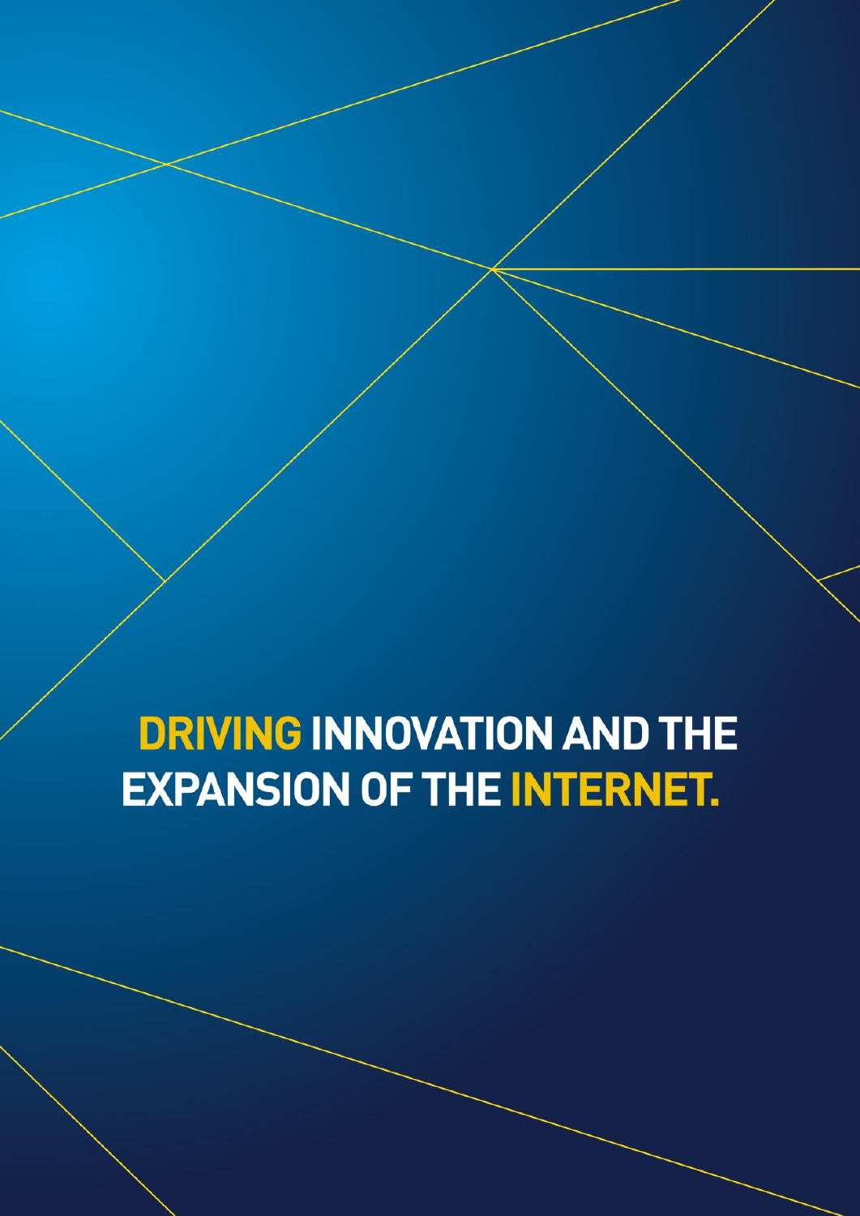**DRIVING INNOVATION AND THE EXPANSION OF THE INTERNET.**